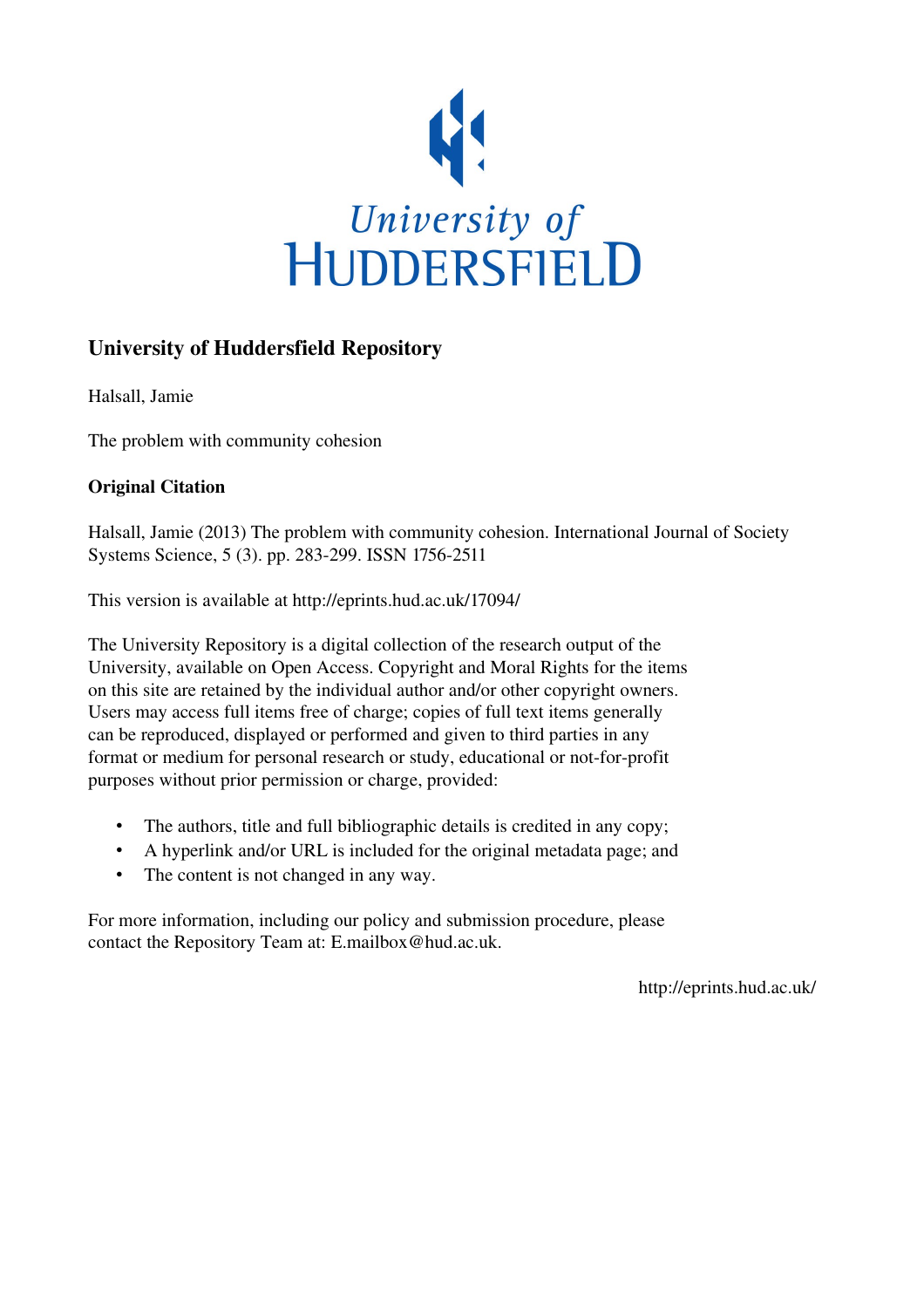University of HUDDERSFIELD

## University of Huddersfield Repository

Halsall, Jamie

The problem with community cohesion

### Original Citation

Halsall, Jamie (2013) The problem with community cohesion. International Journal of Society Systems Science, 5 (3). pp. 283-299. ISSN 1756-2511

This version is available at http://eprints.hud.ac.uk/17094/

The University Repository is a digital collection of the research output of the University, available on Open Access. Copyright and Moral Rights for the items on this site are retained by the individual author and/or other copyright owners. Users may access full items free of charge; copies of full text items generally can be reproduced, displayed or performed and given to third parties in any format or medium for personal research or study, educational or not-for-profit purposes without prior permission or charge, provided:

- The authors, title and full bibliographic details is credited in any copy;
- A hyperlink and/or URL is included for the original metadata page; and
- The content is not changed in any way.

For more information, including our policy and submission procedure, please contact the Repository Team at: E.mailbox@hud.ac.uk.

http://eprints.hud.ac.uk/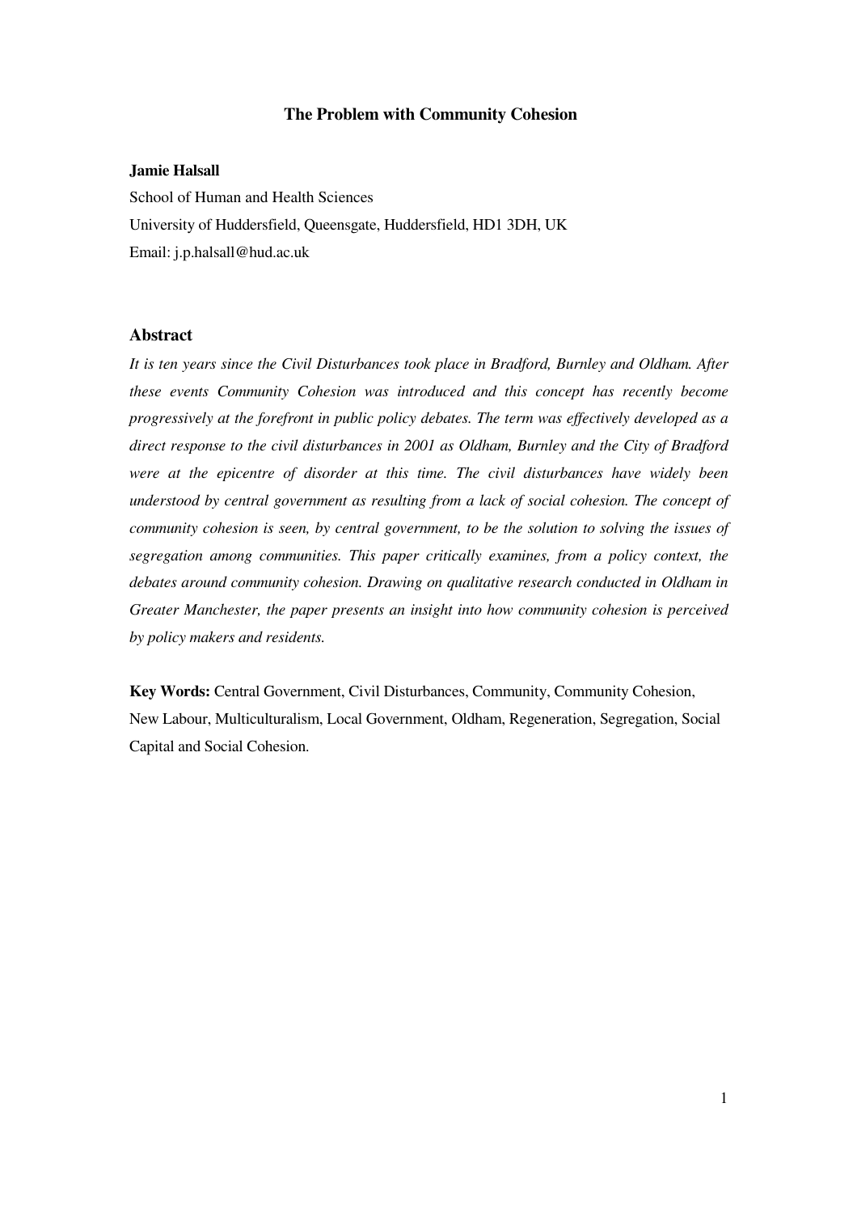# The Problem with Community Cohesion

**Jamie Halsall**

School of Human and Health Sciences

University of Huddersfield, Queensgate, Huddersfield, HD1 3DH, UK

Email: j.p.halsall@hud.ac.uk

## Abstract

*It is ten years since the Civil Disturbances took place in Bradford, Burnley and Oldham. After these events Community Cohesion was introduced and this concept has recently become progressively at the forefront in public policy debates. The term was effectively developed as a direct response to the civil disturbances in 2001 as Oldham, Burnley and the City of Bradford were at the epicentre of disorder at this time. The civil disturbances have widely been understood by central government as resulting from a lack of social cohesion. The concept of community cohesion is seen, by central government, to be the solution to solving the issues of segregation among communities. This paper critically examines, from a policy context, the debates around community cohesion. Drawing on qualitative research conducted in Oldham in Greater Manchester, the paper presents an insight into how community cohesion is perceived by policy makers and residents.*

**Key Words:** Central Government, Civil Disturbances, Community, Community Cohesion, New Labour, Multiculturalism, Local Government, Oldham, Regeneration, Segregation, Social Capital and Social Cohesion.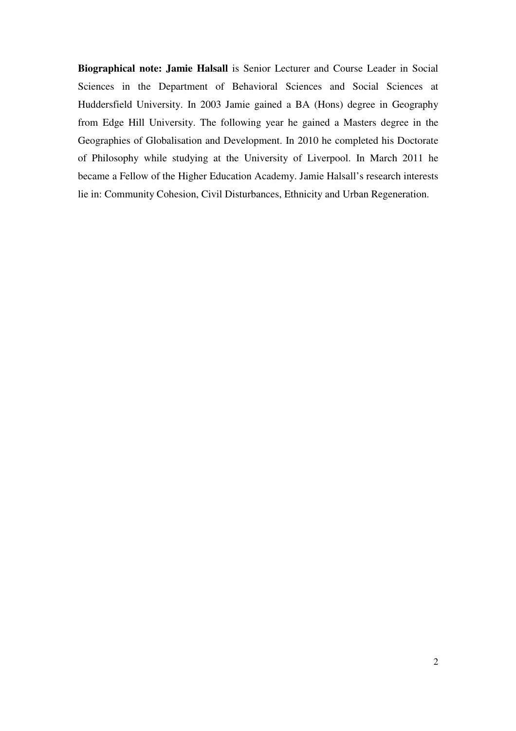**Biographical note: Jamie Halsall** is Senior Lecturer and Course Leader in Social Sciences in the Department of Behavioral Sciences and Social Sciences at Huddersfield University. In 2003 Jamie gained a BA (Hons) degree in Geography from Edge Hill University. The following year he gained a Masters degree in the Geographies of Globalisation and Development. In 2010 he completed his Doctorate of Philosophy while studying at the University of Liverpool. In March 2011 he became a Fellow of the Higher Education Academy. Jamie Halsall's research interests lie in: Community Cohesion, Civil Disturbances, Ethnicity and Urban Regeneration.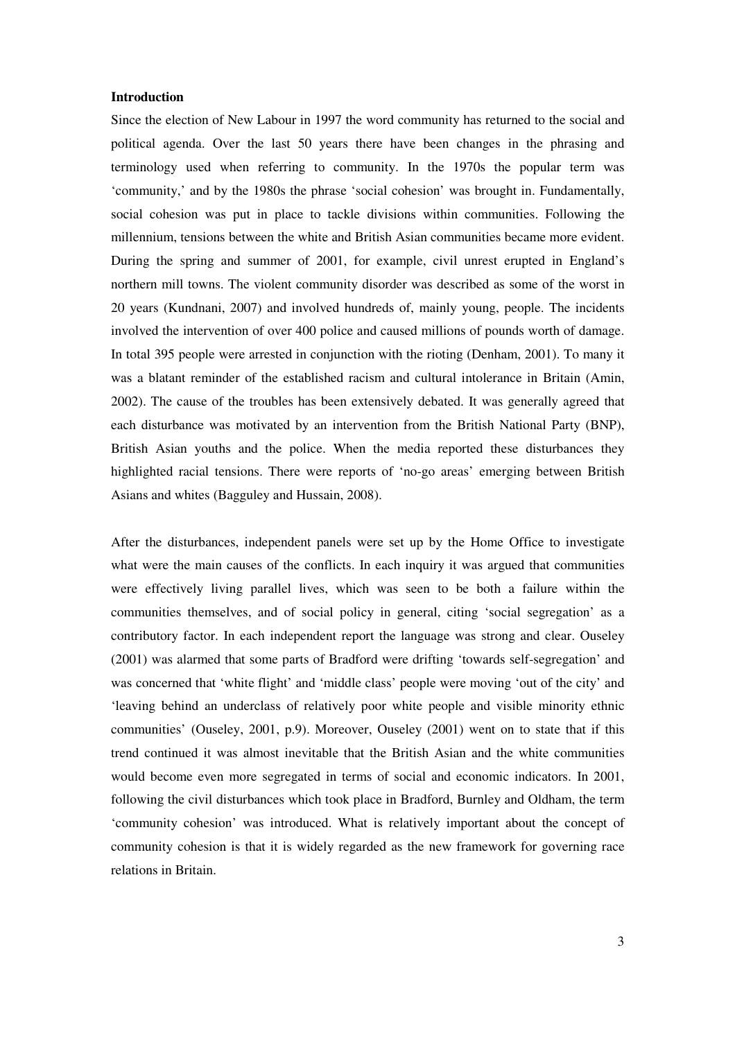**Introduction**

Since the election of New Labour in 1997 the word community has returned to the social and political agenda. Over the last 50 years there have been changes in the phrasing and terminology used when referring to community. In the 1970s the popular term was 'community,' and by the 1980s the phrase 'social cohesion' was brought in. Fundamentally, social cohesion was put in place to tackle divisions within communities. Following the millennium, tensions between the white and British Asian communities became more evident. During the spring and summer of 2001, for example, civil unrest erupted in England's northern mill towns. The violent community disorder was described as some of the worst in 20 years (Kundnani, 2007) and involved hundreds of, mainly young, people. The incidents involved the intervention of over 400 police and caused millions of pounds worth of damage. In total 395 people were arrested in conjunction with the rioting (Denham, 2001). To many it was a blatant reminder of the established racism and cultural intolerance in Britain (Amin, 2002). The cause of the troubles has been extensively debated. It was generally agreed that each disturbance was motivated by an intervention from the British National Party (BNP), British Asian youths and the police. When the media reported these disturbances they highlighted racial tensions. There were reports of 'no-go areas' emerging between British Asians and whites (Bagguley and Hussain, 2008).

After the disturbances, independent panels were set up by the Home Office to investigate what were the main causes of the conflicts. In each inquiry it was argued that communities were effectively living parallel lives, which was seen to be both a failure within the communities themselves, and of social policy in general, citing 'social segregation' as a contributory factor. In each independent report the language was strong and clear. Ouseley (2001) was alarmed that some parts of Bradford were drifting 'towards self-segregation' and was concerned that 'white flight' and 'middle class' people were moving 'out of the city' and 'leaving behind an underclass of relatively poor white people and visible minority ethnic communities' (Ouseley, 2001, p.9). Moreover, Ouseley (2001) went on to state that if this trend continued it was almost inevitable that the British Asian and the white communities would become even more segregated in terms of social and economic indicators. In 2001, following the civil disturbances which took place in Bradford, Burnley and Oldham, the term 'community cohesion' was introduced. What is relatively important about the concept of community cohesion is that it is widely regarded as the new framework for governing race relations in Britain.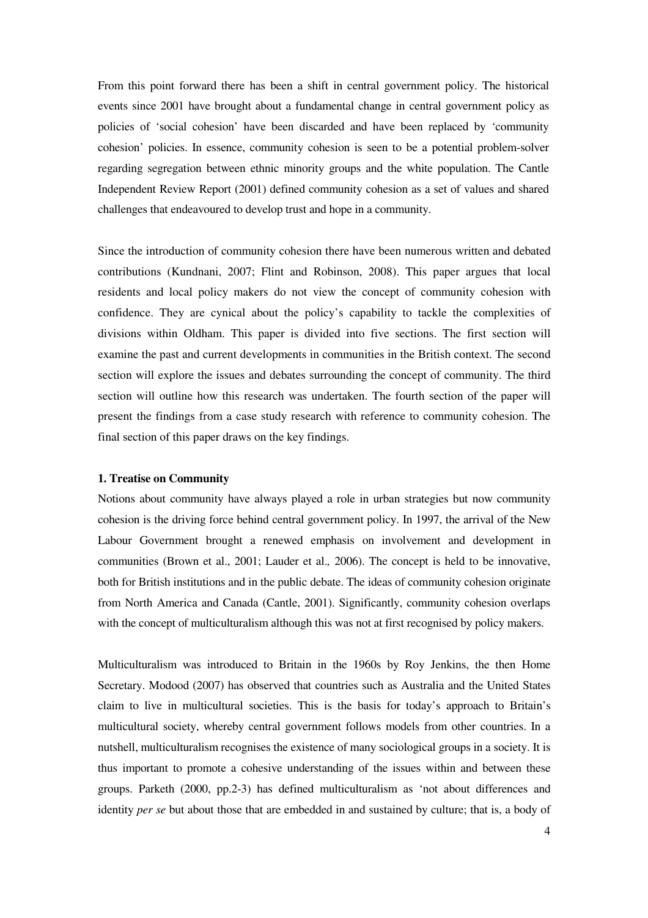From this point forward there has been a shift in central government policy. The historical events since 2001 have brought about a fundamental change in central government policy as policies of 'social cohesion' have been discarded and have been replaced by 'community cohesion' policies. In essence, community cohesion is seen to be a potential problem-solver regarding segregation between ethnic minority groups and the white population. The Cantle Independent Review Report (2001) defined community cohesion as a set of values and shared challenges that endeavoured to develop trust and hope in a community.

Since the introduction of community cohesion there have been numerous written and debated contributions (Kundnani, 2007; Flint and Robinson, 2008). This paper argues that local residents and local policy makers do not view the concept of community cohesion with confidence. They are cynical about the policy's capability to tackle the complexities of divisions within Oldham. This paper is divided into five sections. The first section will examine the past and current developments in communities in the British context. The second section will explore the issues and debates surrounding the concept of community. The third section will outline how this research was undertaken. The fourth section of the paper will present the findings from a case study research with reference to community cohesion. The final section of this paper draws on the key findings.

## 1. Treatise on Community

Notions about community have always played a role in urban strategies but now community cohesion is the driving force behind central government policy. In 1997, the arrival of the New Labour Government brought a renewed emphasis on involvement and development in communities (Brown et al., 2001; Lauder et al., 2006). The concept is held to be innovative, both for British institutions and in the public debate. The ideas of community cohesion originate from North America and Canada (Cantle, 2001). Significantly, community cohesion overlaps with the concept of multiculturalism although this was not at first recognised by policy makers.

Multiculturalism was introduced to Britain in the 1960s by Roy Jenkins, the then Home Secretary. Modood (2007) has observed that countries such as Australia and the United States claim to live in multicultural societies. This is the basis for today's approach to Britain's multicultural society, whereby central government follows models from other countries. In a nutshell, multiculturalism recognises the existence of many sociological groups in a society. It is thus important to promote a cohesive understanding of the issues within and between these groups. Parketh (2000, pp.2-3) has defined multiculturalism as 'not about differences and identity *per se* but about those that are embedded in and sustained by culture; that is, a body of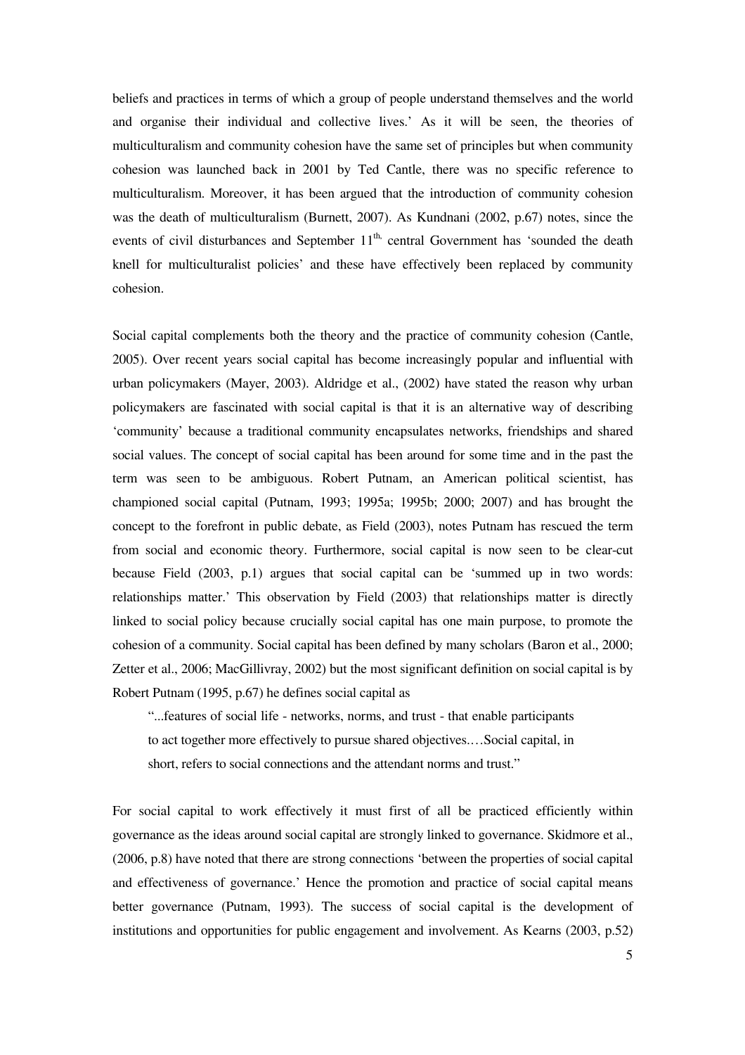beliefs and practices in terms of which a group of people understand themselves and the world and organise their individual and collective lives.' As it will be seen, the theories of multiculturalism and community cohesion have the same set of principles but when community cohesion was launched back in 2001 by Ted Cantle, there was no specific reference to multiculturalism. Moreover, it has been argued that the introduction of community cohesion was the death of multiculturalism (Burnett, 2007). As Kundnani (2002, p.67) notes, since the events of civil disturbances and September 11th, central Government has 'sounded the death knell for multiculturalist policies' and these have effectively been replaced by community cohesion.

Social capital complements both the theory and the practice of community cohesion (Cantle, 2005). Over recent years social capital has become increasingly popular and influential with urban policymakers (Mayer, 2003). Aldridge et al., (2002) have stated the reason why urban policymakers are fascinated with social capital is that it is an alternative way of describing 'community' because a traditional community encapsulates networks, friendships and shared social values. The concept of social capital has been around for some time and in the past the term was seen to be ambiguous. Robert Putnam, an American political scientist, has championed social capital (Putnam, 1993; 1995a; 1995b; 2000; 2007) and has brought the concept to the forefront in public debate, as Field (2003), notes Putnam has rescued the term from social and economic theory. Furthermore, social capital is now seen to be clear-cut because Field (2003, p.1) argues that social capital can be 'summed up in two words: relationships matter.' This observation by Field (2003) that relationships matter is directly linked to social policy because crucially social capital has one main purpose, to promote the cohesion of a community. Social capital has been defined by many scholars (Baron et al., 2000; Zetter et al., 2006; MacGillivray, 2002) but the most significant definition on social capital is by Robert Putnam (1995, p.67) he defines social capital as

> "...features of social life - networks, norms, and trust - that enable participants to act together more effectively to pursue shared objectives.…Social capital, in short, refers to social connections and the attendant norms and trust."

For social capital to work effectively it must first of all be practiced efficiently within governance as the ideas around social capital are strongly linked to governance. Skidmore et al., (2006, p.8) have noted that there are strong connections 'between the properties of social capital and effectiveness of governance.' Hence the promotion and practice of social capital means better governance (Putnam, 1993). The success of social capital is the development of institutions and opportunities for public engagement and involvement. As Kearns (2003, p.52)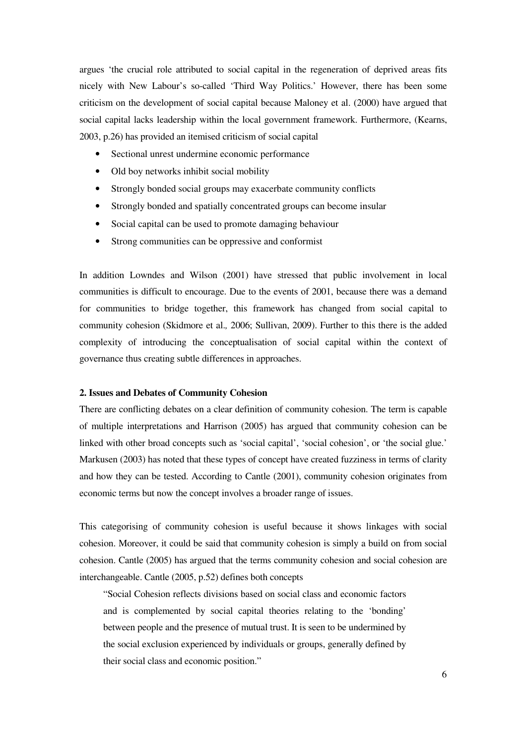argues 'the crucial role attributed to social capital in the regeneration of deprived areas fits nicely with New Labour's so-called 'Third Way Politics.' However, there has been some criticism on the development of social capital because Maloney et al. (2000) have argued that social capital lacks leadership within the local government framework. Furthermore, (Kearns, 2003, p.26) has provided an itemised criticism of social capital

- Sectional unrest undermine economic performance
- Old boy networks inhibit social mobility
- Strongly bonded social groups may exacerbate community conflicts
- Strongly bonded and spatially concentrated groups can become insular
- Social capital can be used to promote damaging behaviour
- Strong communities can be oppressive and conformist

In addition Lowndes and Wilson (2001) have stressed that public involvement in local communities is difficult to encourage. Due to the events of 2001, because there was a demand for communities to bridge together, this framework has changed from social capital to community cohesion (Skidmore et al., 2006; Sullivan, 2009). Further to this there is the added complexity of introducing the conceptualisation of social capital within the context of governance thus creating subtle differences in approaches.

**2. Issues and Debates of Community Cohesion**

There are conflicting debates on a clear definition of community cohesion. The term is capable of multiple interpretations and Harrison (2005) has argued that community cohesion can be linked with other broad concepts such as 'social capital', 'social cohesion', or 'the social glue.' Markusen (2003) has noted that these types of concept have created fuzziness in terms of clarity and how they can be tested. According to Cantle (2001), community cohesion originates from economic terms but now the concept involves a broader range of issues.

This categorising of community cohesion is useful because it shows linkages with social cohesion. Moreover, it could be said that community cohesion is simply a build on from social cohesion. Cantle (2005) has argued that the terms community cohesion and social cohesion are interchangeable. Cantle (2005, p.52) defines both concepts

> "Social Cohesion reflects divisions based on social class and economic factors and is complemented by social capital theories relating to the 'bonding' between people and the presence of mutual trust. It is seen to be undermined by the social exclusion experienced by individuals or groups, generally defined by their social class and economic position."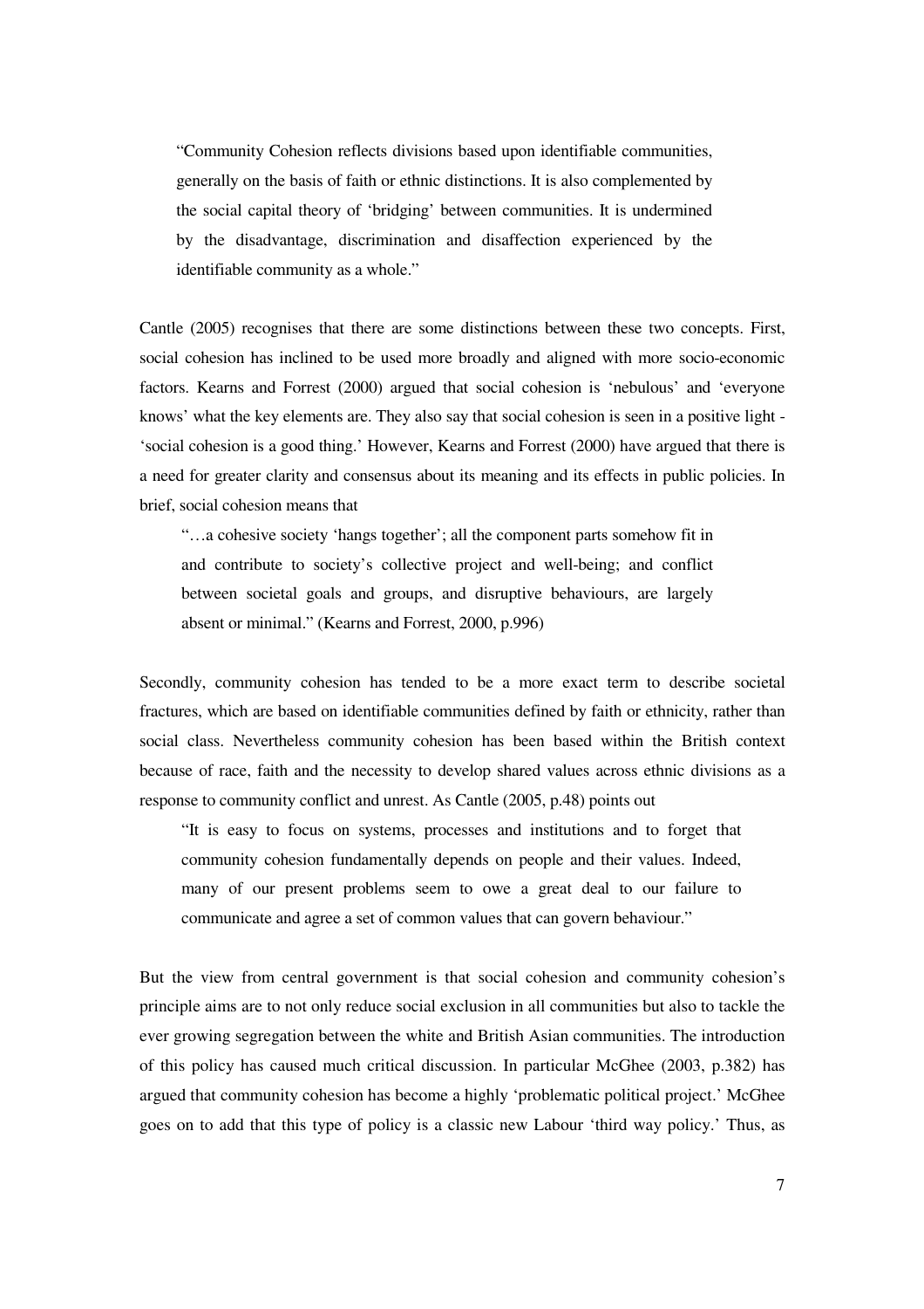> "Community Cohesion reflects divisions based upon identifiable communities, generally on the basis of faith or ethnic distinctions. It is also complemented by the social capital theory of 'bridging' between communities. It is undermined by the disadvantage, discrimination and disaffection experienced by the identifiable community as a whole."

Cantle (2005) recognises that there are some distinctions between these two concepts. First, social cohesion has inclined to be used more broadly and aligned with more socio-economic factors. Kearns and Forrest (2000) argued that social cohesion is 'nebulous' and 'everyone knows' what the key elements are. They also say that social cohesion is seen in a positive light - 'social cohesion is a good thing.' However, Kearns and Forrest (2000) have argued that there is a need for greater clarity and consensus about its meaning and its effects in public policies. In brief, social cohesion means that

> "…a cohesive society 'hangs together'; all the component parts somehow fit in and contribute to society's collective project and well-being; and conflict between societal goals and groups, and disruptive behaviours, are largely absent or minimal." (Kearns and Forrest, 2000, p.996)

Secondly, community cohesion has tended to be a more exact term to describe societal fractures, which are based on identifiable communities defined by faith or ethnicity, rather than social class. Nevertheless community cohesion has been based within the British context because of race, faith and the necessity to develop shared values across ethnic divisions as a response to community conflict and unrest. As Cantle (2005, p.48) points out

> "It is easy to focus on systems, processes and institutions and to forget that community cohesion fundamentally depends on people and their values. Indeed, many of our present problems seem to owe a great deal to our failure to communicate and agree a set of common values that can govern behaviour."

But the view from central government is that social cohesion and community cohesion's principle aims are to not only reduce social exclusion in all communities but also to tackle the ever growing segregation between the white and British Asian communities. The introduction of this policy has caused much critical discussion. In particular McGhee (2003, p.382) has argued that community cohesion has become a highly 'problematic political project.' McGhee goes on to add that this type of policy is a classic new Labour 'third way policy.' Thus, as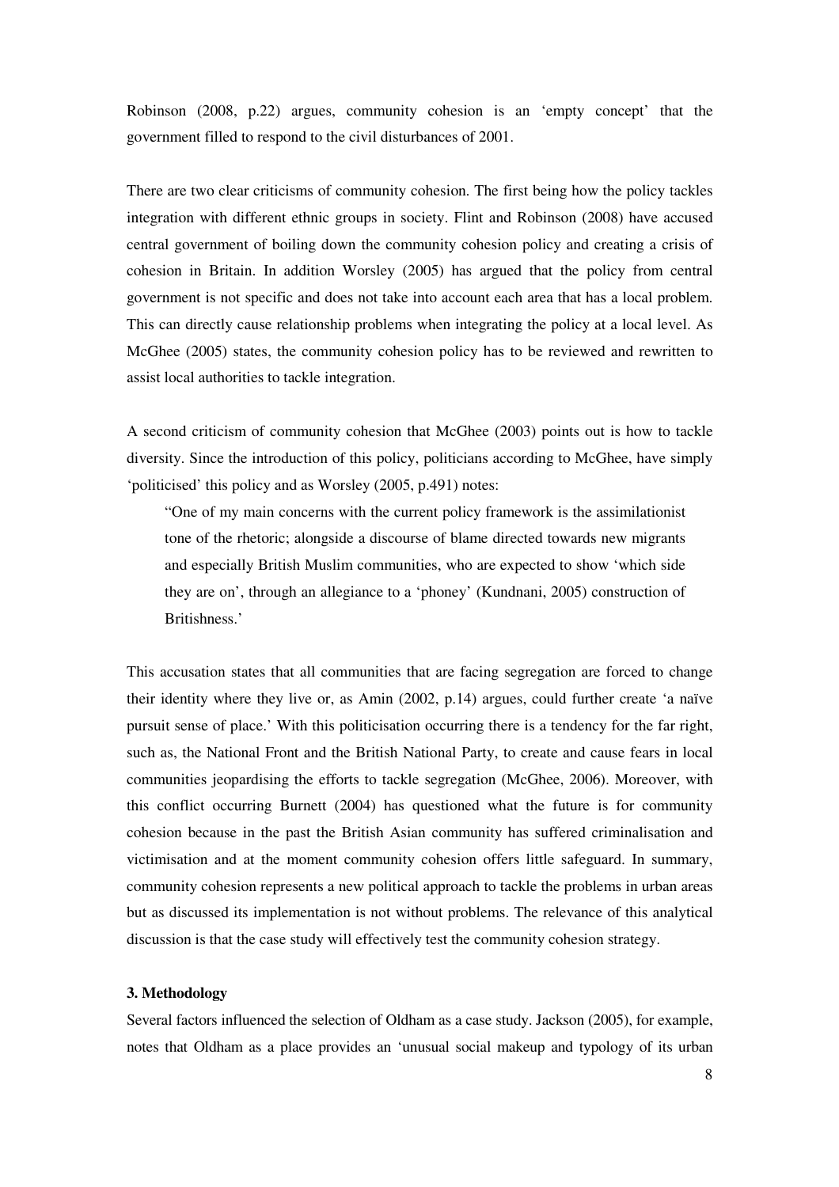Robinson (2008, p.22) argues, community cohesion is an 'empty concept' that the government filled to respond to the civil disturbances of 2001.

There are two clear criticisms of community cohesion. The first being how the policy tackles integration with different ethnic groups in society. Flint and Robinson (2008) have accused central government of boiling down the community cohesion policy and creating a crisis of cohesion in Britain. In addition Worsley (2005) has argued that the policy from central government is not specific and does not take into account each area that has a local problem. This can directly cause relationship problems when integrating the policy at a local level. As McGhee (2005) states, the community cohesion policy has to be reviewed and rewritten to assist local authorities to tackle integration.

A second criticism of community cohesion that McGhee (2003) points out is how to tackle diversity. Since the introduction of this policy, politicians according to McGhee, have simply 'politicised' this policy and as Worsley (2005, p.491) notes:

> "One of my main concerns with the current policy framework is the assimilationist tone of the rhetoric; alongside a discourse of blame directed towards new migrants and especially British Muslim communities, who are expected to show 'which side they are on', through an allegiance to a 'phoney' (Kundnani, 2005) construction of Britishness.'

This accusation states that all communities that are facing segregation are forced to change their identity where they live or, as Amin (2002, p.14) argues, could further create 'a naïve pursuit sense of place.' With this politicisation occurring there is a tendency for the far right, such as, the National Front and the British National Party, to create and cause fears in local communities jeopardising the efforts to tackle segregation (McGhee, 2006). Moreover, with this conflict occurring Burnett (2004) has questioned what the future is for community cohesion because in the past the British Asian community has suffered criminalisation and victimisation and at the moment community cohesion offers little safeguard. In summary, community cohesion represents a new political approach to tackle the problems in urban areas but as discussed its implementation is not without problems. The relevance of this analytical discussion is that the case study will effectively test the community cohesion strategy.

## 3. Methodology

Several factors influenced the selection of Oldham as a case study. Jackson (2005), for example, notes that Oldham as a place provides an 'unusual social makeup and typology of its urban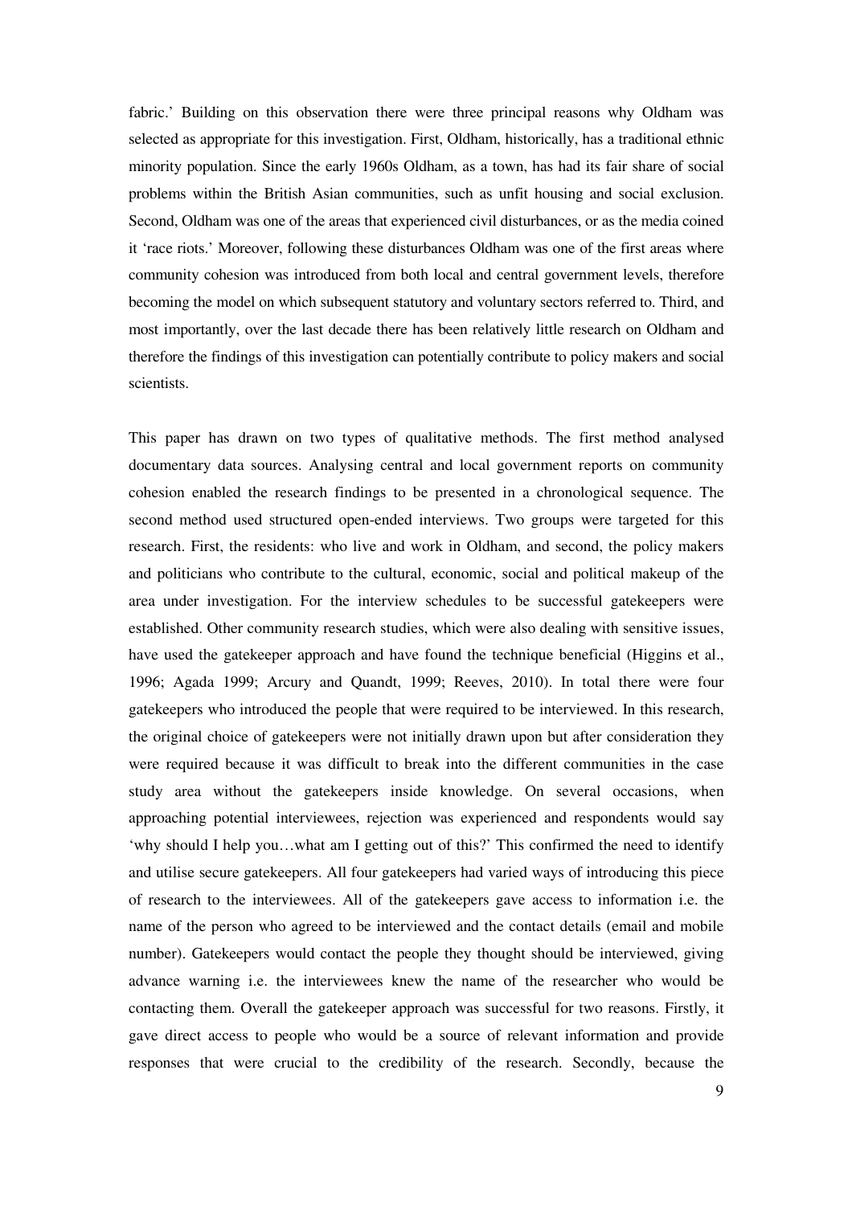fabric.' Building on this observation there were three principal reasons why Oldham was selected as appropriate for this investigation. First, Oldham, historically, has a traditional ethnic minority population. Since the early 1960s Oldham, as a town, has had its fair share of social problems within the British Asian communities, such as unfit housing and social exclusion. Second, Oldham was one of the areas that experienced civil disturbances, or as the media coined it 'race riots.' Moreover, following these disturbances Oldham was one of the first areas where community cohesion was introduced from both local and central government levels, therefore becoming the model on which subsequent statutory and voluntary sectors referred to. Third, and most importantly, over the last decade there has been relatively little research on Oldham and therefore the findings of this investigation can potentially contribute to policy makers and social scientists.

This paper has drawn on two types of qualitative methods. The first method analysed documentary data sources. Analysing central and local government reports on community cohesion enabled the research findings to be presented in a chronological sequence. The second method used structured open-ended interviews. Two groups were targeted for this research. First, the residents: who live and work in Oldham, and second, the policy makers and politicians who contribute to the cultural, economic, social and political makeup of the area under investigation. For the interview schedules to be successful gatekeepers were established. Other community research studies, which were also dealing with sensitive issues, have used the gatekeeper approach and have found the technique beneficial (Higgins et al., 1996; Agada 1999; Arcury and Quandt, 1999; Reeves, 2010). In total there were four gatekeepers who introduced the people that were required to be interviewed. In this research, the original choice of gatekeepers were not initially drawn upon but after consideration they were required because it was difficult to break into the different communities in the case study area without the gatekeepers inside knowledge. On several occasions, when approaching potential interviewees, rejection was experienced and respondents would say 'why should I help you…what am I getting out of this?' This confirmed the need to identify and utilise secure gatekeepers. All four gatekeepers had varied ways of introducing this piece of research to the interviewees. All of the gatekeepers gave access to information i.e. the name of the person who agreed to be interviewed and the contact details (email and mobile number). Gatekeepers would contact the people they thought should be interviewed, giving advance warning i.e. the interviewees knew the name of the researcher who would be contacting them. Overall the gatekeeper approach was successful for two reasons. Firstly, it gave direct access to people who would be a source of relevant information and provide responses that were crucial to the credibility of the research. Secondly, because the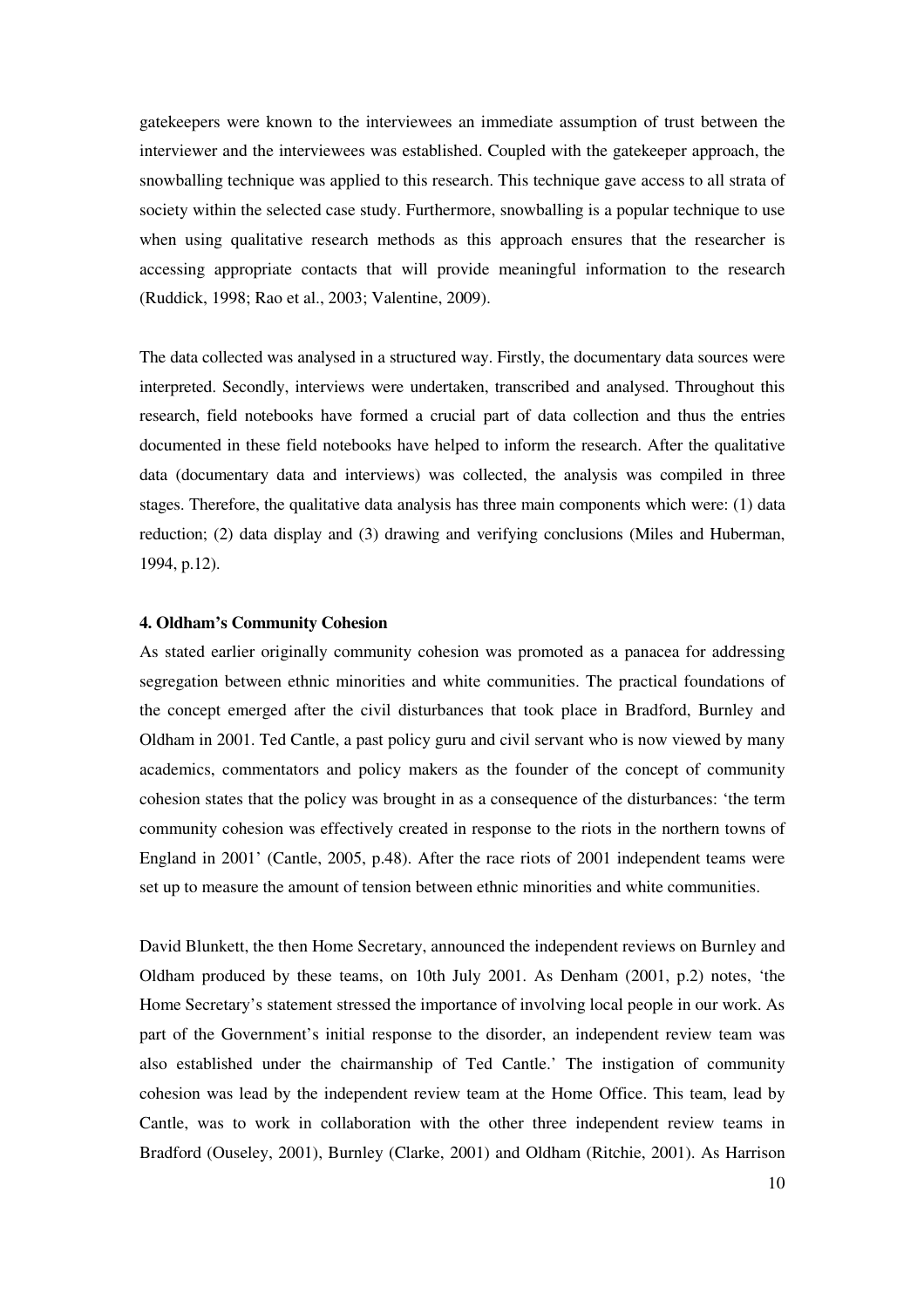gatekeepers were known to the interviewees an immediate assumption of trust between the interviewer and the interviewees was established. Coupled with the gatekeeper approach, the snowballing technique was applied to this research. This technique gave access to all strata of society within the selected case study. Furthermore, snowballing is a popular technique to use when using qualitative research methods as this approach ensures that the researcher is accessing appropriate contacts that will provide meaningful information to the research (Ruddick, 1998; Rao et al., 2003; Valentine, 2009).

The data collected was analysed in a structured way. Firstly, the documentary data sources were interpreted. Secondly, interviews were undertaken, transcribed and analysed. Throughout this research, field notebooks have formed a crucial part of data collection and thus the entries documented in these field notebooks have helped to inform the research. After the qualitative data (documentary data and interviews) was collected, the analysis was compiled in three stages. Therefore, the qualitative data analysis has three main components which were: (1) data reduction; (2) data display and (3) drawing and verifying conclusions (Miles and Huberman, 1994, p.12).

#### 4. Oldham's Community Cohesion

As stated earlier originally community cohesion was promoted as a panacea for addressing segregation between ethnic minorities and white communities. The practical foundations of the concept emerged after the civil disturbances that took place in Bradford, Burnley and Oldham in 2001. Ted Cantle, a past policy guru and civil servant who is now viewed by many academics, commentators and policy makers as the founder of the concept of community cohesion states that the policy was brought in as a consequence of the disturbances: 'the term community cohesion was effectively created in response to the riots in the northern towns of England in 2001' (Cantle, 2005, p.48). After the race riots of 2001 independent teams were set up to measure the amount of tension between ethnic minorities and white communities.

David Blunkett, the then Home Secretary, announced the independent reviews on Burnley and Oldham produced by these teams, on 10th July 2001. As Denham (2001, p.2) notes, 'the Home Secretary's statement stressed the importance of involving local people in our work. As part of the Government's initial response to the disorder, an independent review team was also established under the chairmanship of Ted Cantle.' The instigation of community cohesion was lead by the independent review team at the Home Office. This team, lead by Cantle, was to work in collaboration with the other three independent review teams in Bradford (Ouseley, 2001), Burnley (Clarke, 2001) and Oldham (Ritchie, 2001). As Harrison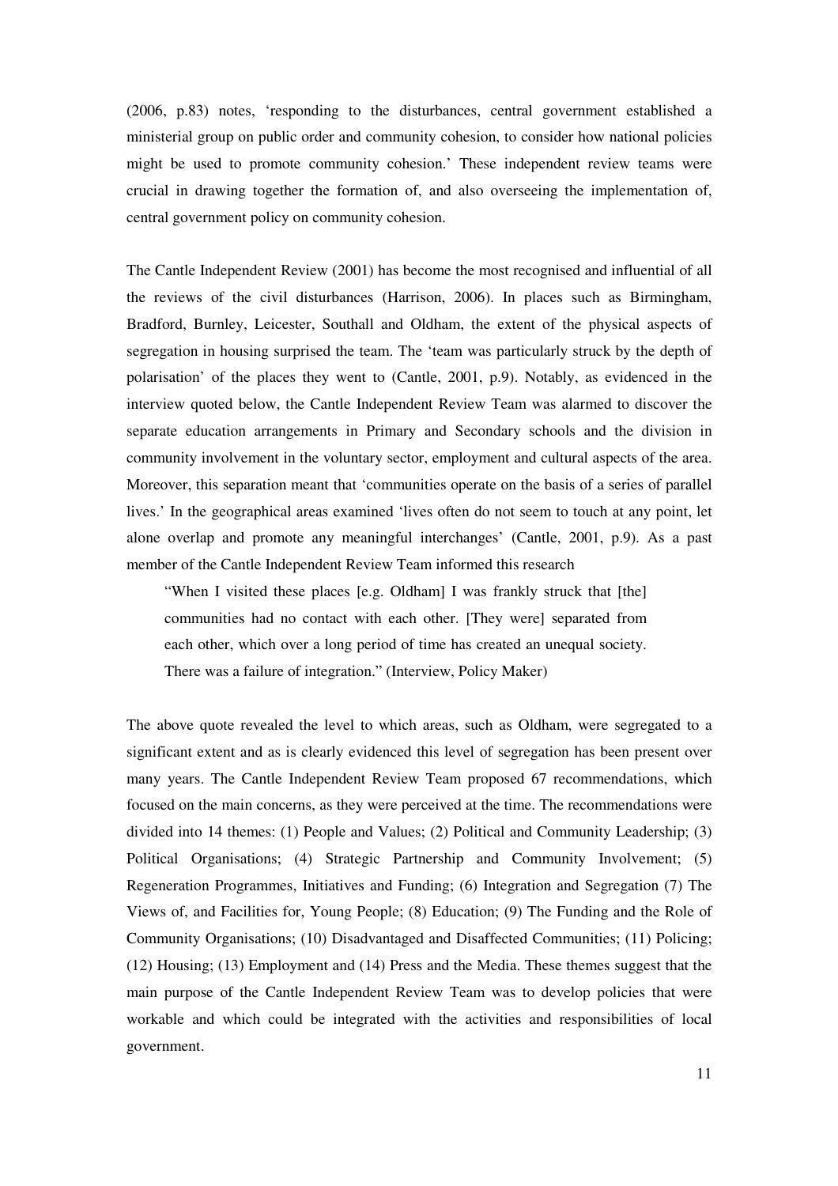(2006, p.83) notes, 'responding to the disturbances, central government established a ministerial group on public order and community cohesion, to consider how national policies might be used to promote community cohesion.' These independent review teams were crucial in drawing together the formation of, and also overseeing the implementation of, central government policy on community cohesion.

The Cantle Independent Review (2001) has become the most recognised and influential of all the reviews of the civil disturbances (Harrison, 2006). In places such as Birmingham, Bradford, Burnley, Leicester, Southall and Oldham, the extent of the physical aspects of segregation in housing surprised the team. The 'team was particularly struck by the depth of polarisation' of the places they went to (Cantle, 2001, p.9). Notably, as evidenced in the interview quoted below, the Cantle Independent Review Team was alarmed to discover the separate education arrangements in Primary and Secondary schools and the division in community involvement in the voluntary sector, employment and cultural aspects of the area. Moreover, this separation meant that 'communities operate on the basis of a series of parallel lives.' In the geographical areas examined 'lives often do not seem to touch at any point, let alone overlap and promote any meaningful interchanges' (Cantle, 2001, p.9). As a past member of the Cantle Independent Review Team informed this research

> "When I visited these places [e.g. Oldham] I was frankly struck that [the] communities had no contact with each other. [They were] separated from each other, which over a long period of time has created an unequal society. There was a failure of integration." (Interview, Policy Maker)

The above quote revealed the level to which areas, such as Oldham, were segregated to a significant extent and as is clearly evidenced this level of segregation has been present over many years. The Cantle Independent Review Team proposed 67 recommendations, which focused on the main concerns, as they were perceived at the time. The recommendations were divided into 14 themes: (1) People and Values; (2) Political and Community Leadership; (3) Political Organisations; (4) Strategic Partnership and Community Involvement; (5) Regeneration Programmes, Initiatives and Funding; (6) Integration and Segregation (7) The Views of, and Facilities for, Young People; (8) Education; (9) The Funding and the Role of Community Organisations; (10) Disadvantaged and Disaffected Communities; (11) Policing; (12) Housing; (13) Employment and (14) Press and the Media. These themes suggest that the main purpose of the Cantle Independent Review Team was to develop policies that were workable and which could be integrated with the activities and responsibilities of local government.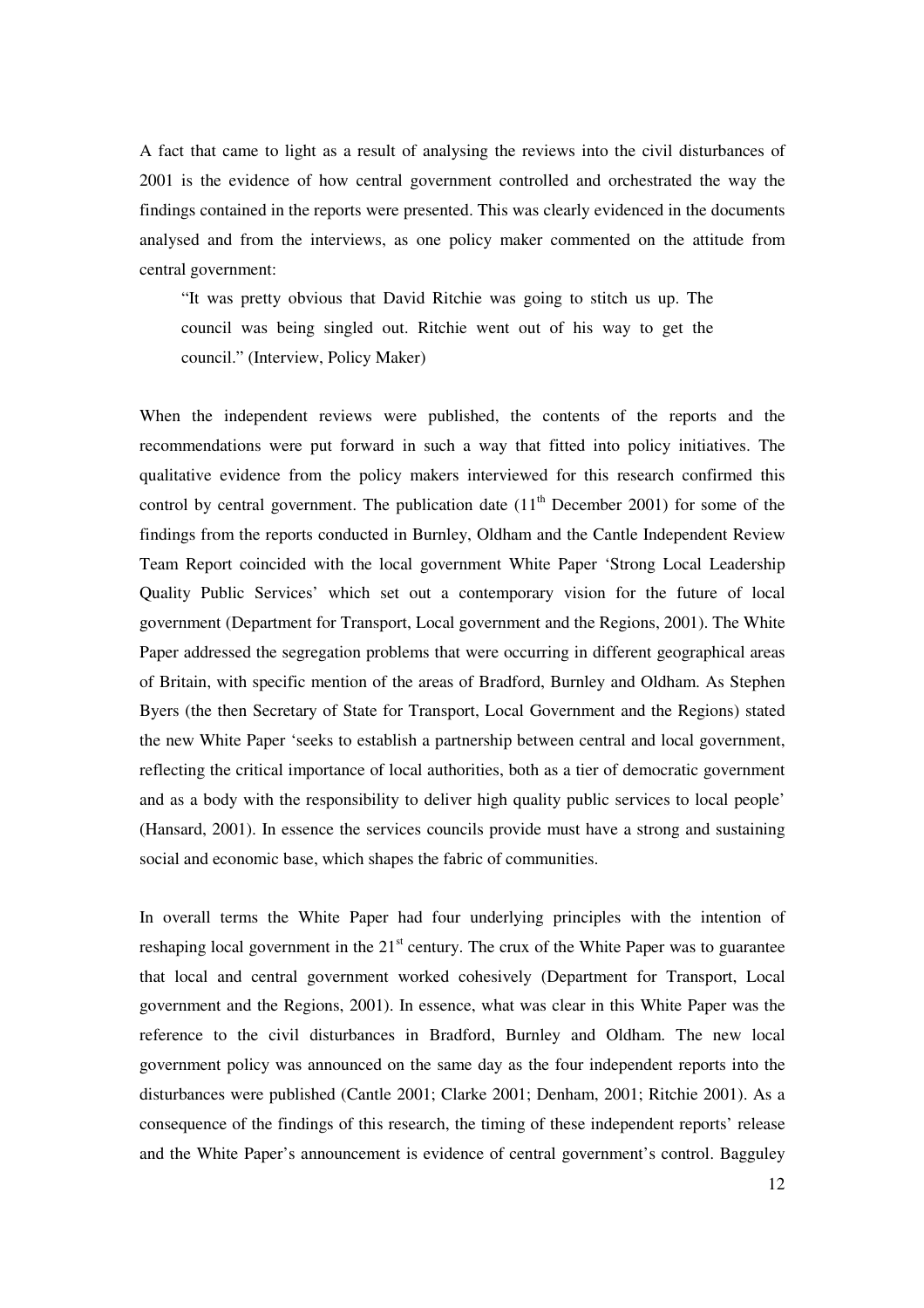A fact that came to light as a result of analysing the reviews into the civil disturbances of 2001 is the evidence of how central government controlled and orchestrated the way the findings contained in the reports were presented. This was clearly evidenced in the documents analysed and from the interviews, as one policy maker commented on the attitude from central government:

> "It was pretty obvious that David Ritchie was going to stitch us up. The council was being singled out. Ritchie went out of his way to get the council." (Interview, Policy Maker)

When the independent reviews were published, the contents of the reports and the recommendations were put forward in such a way that fitted into policy initiatives. The qualitative evidence from the policy makers interviewed for this research confirmed this control by central government. The publication date (11th December 2001) for some of the findings from the reports conducted in Burnley, Oldham and the Cantle Independent Review Team Report coincided with the local government White Paper 'Strong Local Leadership Quality Public Services' which set out a contemporary vision for the future of local government (Department for Transport, Local government and the Regions, 2001). The White Paper addressed the segregation problems that were occurring in different geographical areas of Britain, with specific mention of the areas of Bradford, Burnley and Oldham. As Stephen Byers (the then Secretary of State for Transport, Local Government and the Regions) stated the new White Paper 'seeks to establish a partnership between central and local government, reflecting the critical importance of local authorities, both as a tier of democratic government and as a body with the responsibility to deliver high quality public services to local people' (Hansard, 2001). In essence the services councils provide must have a strong and sustaining social and economic base, which shapes the fabric of communities.

In overall terms the White Paper had four underlying principles with the intention of reshaping local government in the 21st century. The crux of the White Paper was to guarantee that local and central government worked cohesively (Department for Transport, Local government and the Regions, 2001). In essence, what was clear in this White Paper was the reference to the civil disturbances in Bradford, Burnley and Oldham. The new local government policy was announced on the same day as the four independent reports into the disturbances were published (Cantle 2001; Clarke 2001; Denham, 2001; Ritchie 2001). As a consequence of the findings of this research, the timing of these independent reports' release and the White Paper's announcement is evidence of central government's control. Bagguley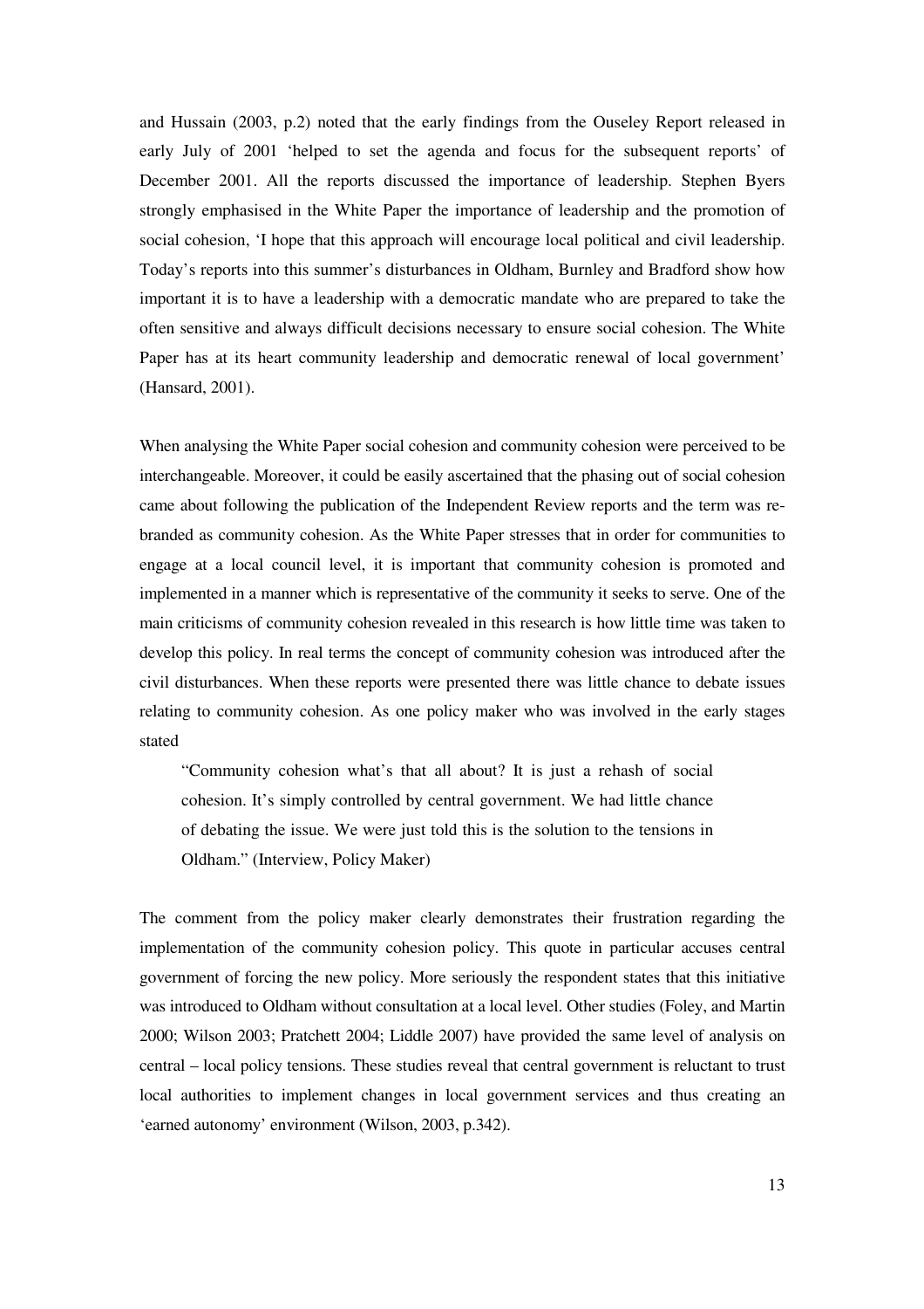and Hussain (2003, p.2) noted that the early findings from the Ouseley Report released in early July of 2001 'helped to set the agenda and focus for the subsequent reports' of December 2001. All the reports discussed the importance of leadership. Stephen Byers strongly emphasised in the White Paper the importance of leadership and the promotion of social cohesion, 'I hope that this approach will encourage local political and civil leadership. Today's reports into this summer's disturbances in Oldham, Burnley and Bradford show how important it is to have a leadership with a democratic mandate who are prepared to take the often sensitive and always difficult decisions necessary to ensure social cohesion. The White Paper has at its heart community leadership and democratic renewal of local government' (Hansard, 2001).

When analysing the White Paper social cohesion and community cohesion were perceived to be interchangeable. Moreover, it could be easily ascertained that the phasing out of social cohesion came about following the publication of the Independent Review reports and the term was re-branded as community cohesion. As the White Paper stresses that in order for communities to engage at a local council level, it is important that community cohesion is promoted and implemented in a manner which is representative of the community it seeks to serve. One of the main criticisms of community cohesion revealed in this research is how little time was taken to develop this policy. In real terms the concept of community cohesion was introduced after the civil disturbances. When these reports were presented there was little chance to debate issues relating to community cohesion. As one policy maker who was involved in the early stages stated

> "Community cohesion what's that all about? It is just a rehash of social cohesion. It's simply controlled by central government. We had little chance of debating the issue. We were just told this is the solution to the tensions in Oldham." (Interview, Policy Maker)

The comment from the policy maker clearly demonstrates their frustration regarding the implementation of the community cohesion policy. This quote in particular accuses central government of forcing the new policy. More seriously the respondent states that this initiative was introduced to Oldham without consultation at a local level. Other studies (Foley, and Martin 2000; Wilson 2003; Pratchett 2004; Liddle 2007) have provided the same level of analysis on central – local policy tensions. These studies reveal that central government is reluctant to trust local authorities to implement changes in local government services and thus creating an 'earned autonomy' environment (Wilson, 2003, p.342).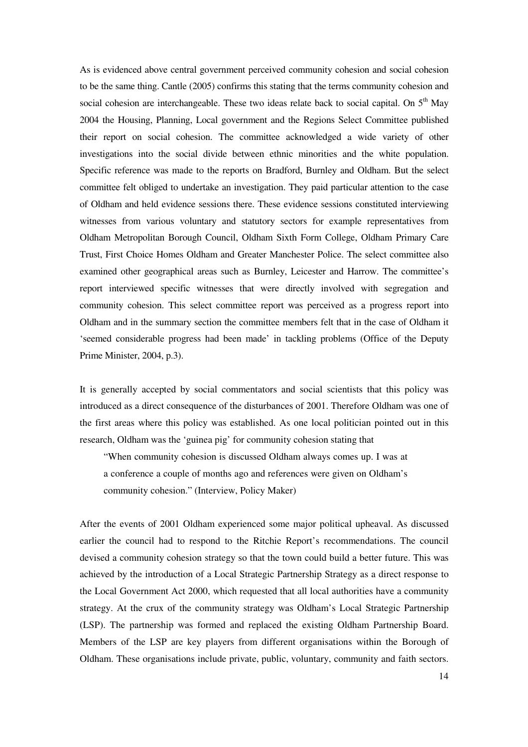As is evidenced above central government perceived community cohesion and social cohesion to be the same thing. Cantle (2005) confirms this stating that the terms community cohesion and social cohesion are interchangeable. These two ideas relate back to social capital. On 5th May 2004 the Housing, Planning, Local government and the Regions Select Committee published their report on social cohesion. The committee acknowledged a wide variety of other investigations into the social divide between ethnic minorities and the white population. Specific reference was made to the reports on Bradford, Burnley and Oldham. But the select committee felt obliged to undertake an investigation. They paid particular attention to the case of Oldham and held evidence sessions there. These evidence sessions constituted interviewing witnesses from various voluntary and statutory sectors for example representatives from Oldham Metropolitan Borough Council, Oldham Sixth Form College, Oldham Primary Care Trust, First Choice Homes Oldham and Greater Manchester Police. The select committee also examined other geographical areas such as Burnley, Leicester and Harrow. The committee's report interviewed specific witnesses that were directly involved with segregation and community cohesion. This select committee report was perceived as a progress report into Oldham and in the summary section the committee members felt that in the case of Oldham it 'seemed considerable progress had been made' in tackling problems (Office of the Deputy Prime Minister, 2004, p.3).

It is generally accepted by social commentators and social scientists that this policy was introduced as a direct consequence of the disturbances of 2001. Therefore Oldham was one of the first areas where this policy was established. As one local politician pointed out in this research, Oldham was the 'guinea pig' for community cohesion stating that

> "When community cohesion is discussed Oldham always comes up. I was at a conference a couple of months ago and references were given on Oldham's community cohesion." (Interview, Policy Maker)

After the events of 2001 Oldham experienced some major political upheaval. As discussed earlier the council had to respond to the Ritchie Report's recommendations. The council devised a community cohesion strategy so that the town could build a better future. This was achieved by the introduction of a Local Strategic Partnership Strategy as a direct response to the Local Government Act 2000, which requested that all local authorities have a community strategy. At the crux of the community strategy was Oldham's Local Strategic Partnership (LSP). The partnership was formed and replaced the existing Oldham Partnership Board. Members of the LSP are key players from different organisations within the Borough of Oldham. These organisations include private, public, voluntary, community and faith sectors.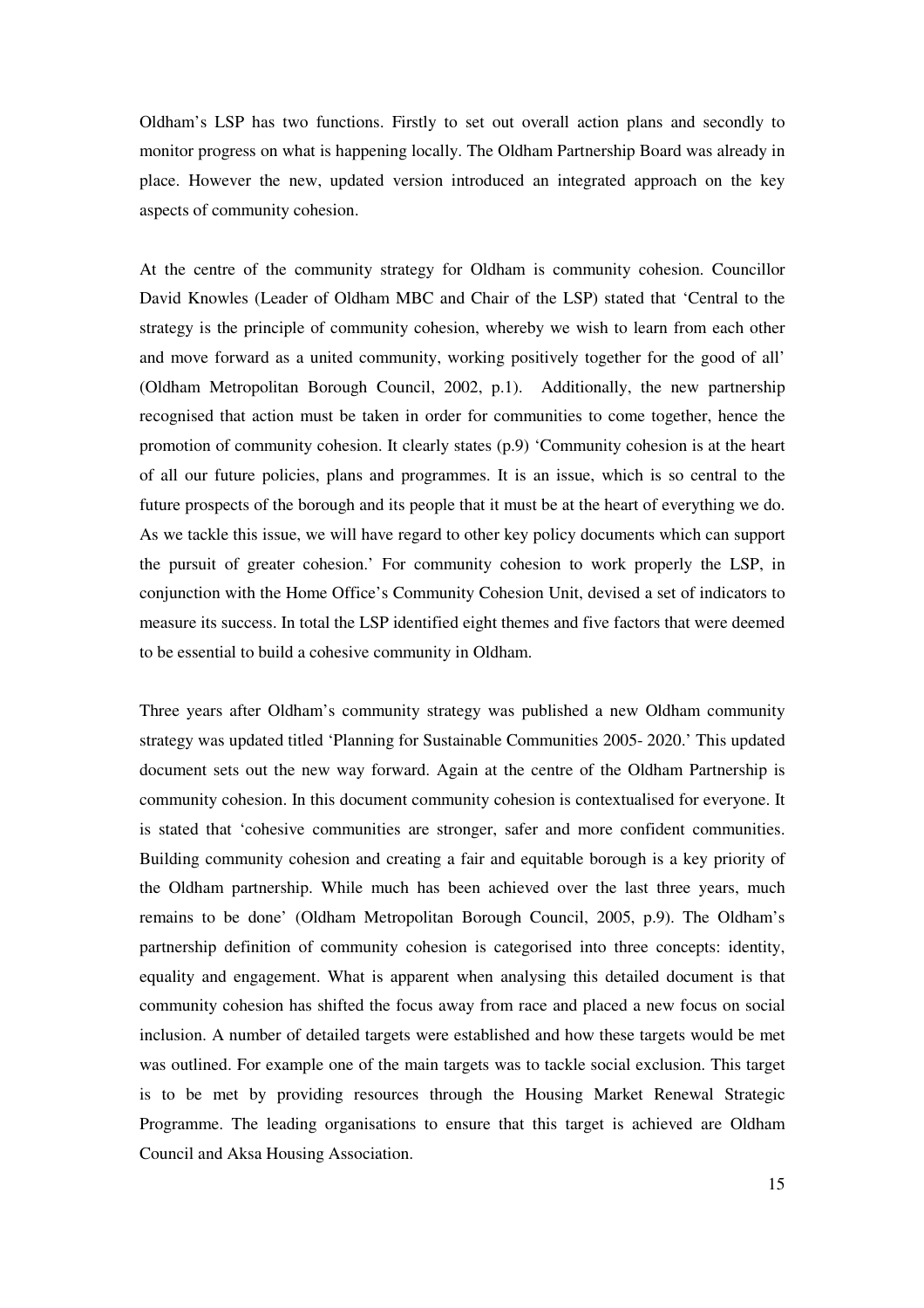Oldham's LSP has two functions. Firstly to set out overall action plans and secondly to monitor progress on what is happening locally. The Oldham Partnership Board was already in place. However the new, updated version introduced an integrated approach on the key aspects of community cohesion.

At the centre of the community strategy for Oldham is community cohesion. Councillor David Knowles (Leader of Oldham MBC and Chair of the LSP) stated that 'Central to the strategy is the principle of community cohesion, whereby we wish to learn from each other and move forward as a united community, working positively together for the good of all' (Oldham Metropolitan Borough Council, 2002, p.1). Additionally, the new partnership recognised that action must be taken in order for communities to come together, hence the promotion of community cohesion. It clearly states (p.9) 'Community cohesion is at the heart of all our future policies, plans and programmes. It is an issue, which is so central to the future prospects of the borough and its people that it must be at the heart of everything we do. As we tackle this issue, we will have regard to other key policy documents which can support the pursuit of greater cohesion.' For community cohesion to work properly the LSP, in conjunction with the Home Office's Community Cohesion Unit, devised a set of indicators to measure its success. In total the LSP identified eight themes and five factors that were deemed to be essential to build a cohesive community in Oldham.

Three years after Oldham's community strategy was published a new Oldham community strategy was updated titled 'Planning for Sustainable Communities 2005- 2020.' This updated document sets out the new way forward. Again at the centre of the Oldham Partnership is community cohesion. In this document community cohesion is contextualised for everyone. It is stated that 'cohesive communities are stronger, safer and more confident communities. Building community cohesion and creating a fair and equitable borough is a key priority of the Oldham partnership. While much has been achieved over the last three years, much remains to be done' (Oldham Metropolitan Borough Council, 2005, p.9). The Oldham's partnership definition of community cohesion is categorised into three concepts: identity, equality and engagement. What is apparent when analysing this detailed document is that community cohesion has shifted the focus away from race and placed a new focus on social inclusion. A number of detailed targets were established and how these targets would be met was outlined. For example one of the main targets was to tackle social exclusion. This target is to be met by providing resources through the Housing Market Renewal Strategic Programme. The leading organisations to ensure that this target is achieved are Oldham Council and Aksa Housing Association.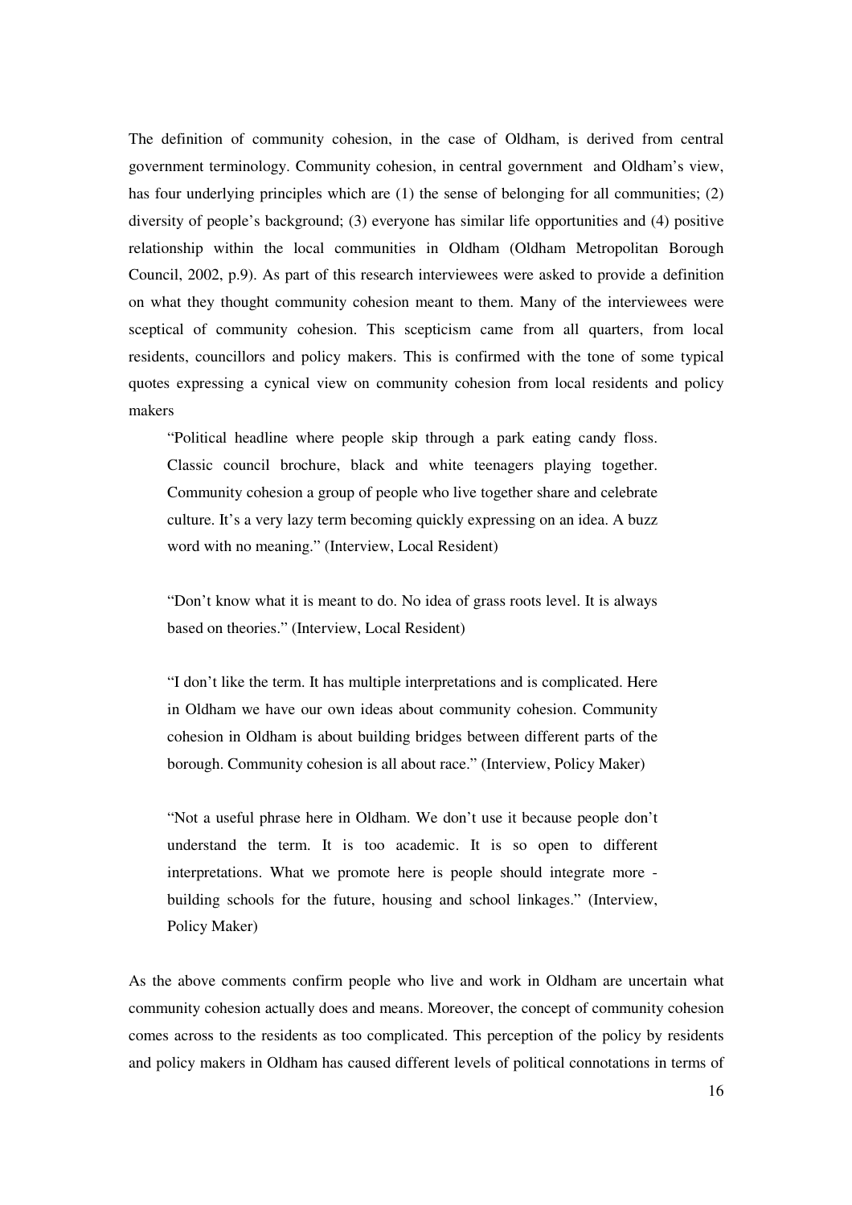The definition of community cohesion, in the case of Oldham, is derived from central government terminology. Community cohesion, in central government and Oldham's view, has four underlying principles which are (1) the sense of belonging for all communities; (2) diversity of people's background; (3) everyone has similar life opportunities and (4) positive relationship within the local communities in Oldham (Oldham Metropolitan Borough Council, 2002, p.9). As part of this research interviewees were asked to provide a definition on what they thought community cohesion meant to them. Many of the interviewees were sceptical of community cohesion. This scepticism came from all quarters, from local residents, councillors and policy makers. This is confirmed with the tone of some typical quotes expressing a cynical view on community cohesion from local residents and policy makers

> "Political headline where people skip through a park eating candy floss. Classic council brochure, black and white teenagers playing together. Community cohesion a group of people who live together share and celebrate culture. It's a very lazy term becoming quickly expressing on an idea. A buzz word with no meaning." (Interview, Local Resident)

> "Don't know what it is meant to do. No idea of grass roots level. It is always based on theories." (Interview, Local Resident)

> "I don't like the term. It has multiple interpretations and is complicated. Here in Oldham we have our own ideas about community cohesion. Community cohesion in Oldham is about building bridges between different parts of the borough. Community cohesion is all about race." (Interview, Policy Maker)

> "Not a useful phrase here in Oldham. We don't use it because people don't understand the term. It is too academic. It is so open to different interpretations. What we promote here is people should integrate more - building schools for the future, housing and school linkages." (Interview, Policy Maker)

As the above comments confirm people who live and work in Oldham are uncertain what community cohesion actually does and means. Moreover, the concept of community cohesion comes across to the residents as too complicated. This perception of the policy by residents and policy makers in Oldham has caused different levels of political connotations in terms of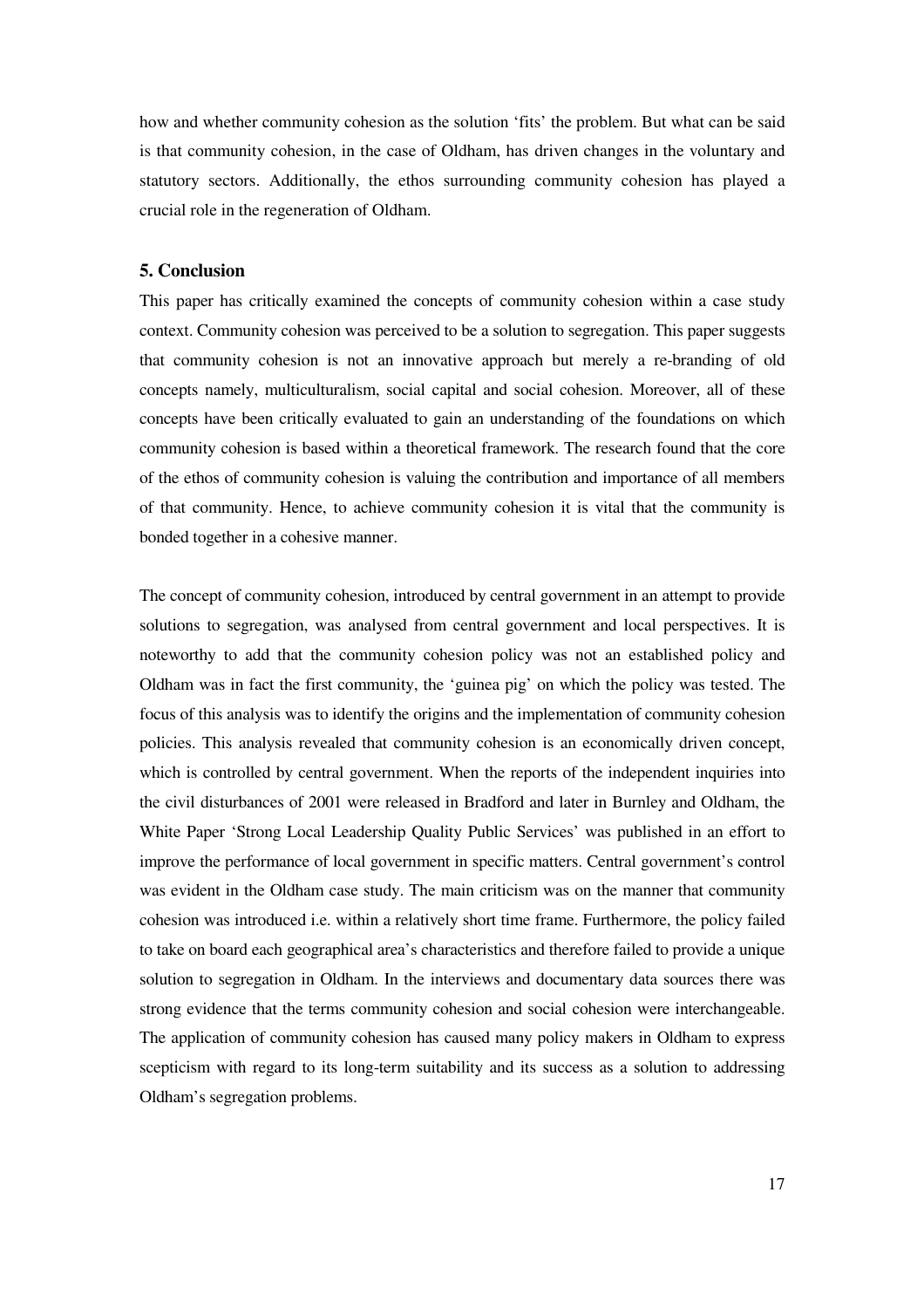how and whether community cohesion as the solution 'fits' the problem. But what can be said is that community cohesion, in the case of Oldham, has driven changes in the voluntary and statutory sectors. Additionally, the ethos surrounding community cohesion has played a crucial role in the regeneration of Oldham.

## 5. Conclusion

This paper has critically examined the concepts of community cohesion within a case study context. Community cohesion was perceived to be a solution to segregation. This paper suggests that community cohesion is not an innovative approach but merely a re-branding of old concepts namely, multiculturalism, social capital and social cohesion. Moreover, all of these concepts have been critically evaluated to gain an understanding of the foundations on which community cohesion is based within a theoretical framework. The research found that the core of the ethos of community cohesion is valuing the contribution and importance of all members of that community. Hence, to achieve community cohesion it is vital that the community is bonded together in a cohesive manner.

The concept of community cohesion, introduced by central government in an attempt to provide solutions to segregation, was analysed from central government and local perspectives. It is noteworthy to add that the community cohesion policy was not an established policy and Oldham was in fact the first community, the 'guinea pig' on which the policy was tested. The focus of this analysis was to identify the origins and the implementation of community cohesion policies. This analysis revealed that community cohesion is an economically driven concept, which is controlled by central government. When the reports of the independent inquiries into the civil disturbances of 2001 were released in Bradford and later in Burnley and Oldham, the White Paper 'Strong Local Leadership Quality Public Services' was published in an effort to improve the performance of local government in specific matters. Central government's control was evident in the Oldham case study. The main criticism was on the manner that community cohesion was introduced i.e. within a relatively short time frame. Furthermore, the policy failed to take on board each geographical area's characteristics and therefore failed to provide a unique solution to segregation in Oldham. In the interviews and documentary data sources there was strong evidence that the terms community cohesion and social cohesion were interchangeable. The application of community cohesion has caused many policy makers in Oldham to express scepticism with regard to its long-term suitability and its success as a solution to addressing Oldham's segregation problems.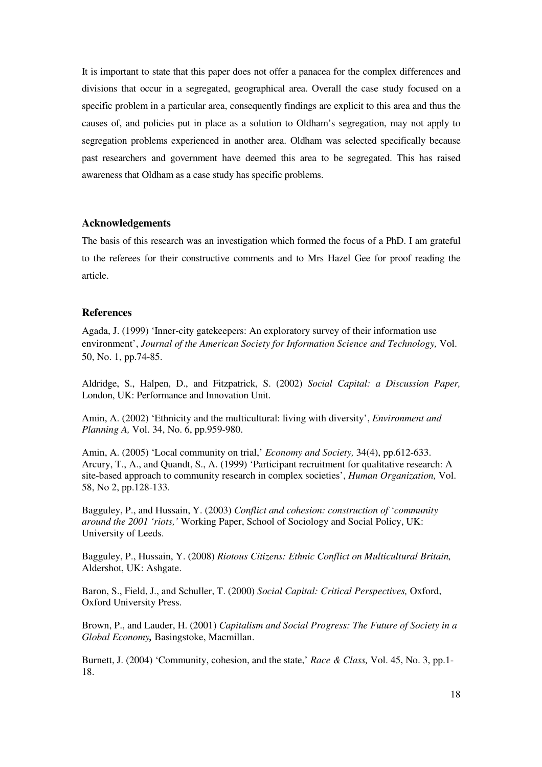It is important to state that this paper does not offer a panacea for the complex differences and divisions that occur in a segregated, geographical area. Overall the case study focused on a specific problem in a particular area, consequently findings are explicit to this area and thus the causes of, and policies put in place as a solution to Oldham's segregation, may not apply to segregation problems experienced in another area. Oldham was selected specifically because past researchers and government have deemed this area to be segregated. This has raised awareness that Oldham as a case study has specific problems.

### Acknowledgements

The basis of this research was an investigation which formed the focus of a PhD. I am grateful to the referees for their constructive comments and to Mrs Hazel Gee for proof reading the article.

### References

Agada, J. (1999) 'Inner-city gatekeepers: An exploratory survey of their information use environment', *Journal of the American Society for Information Science and Technology,* Vol. 50, No. 1, pp.74-85.

Aldridge, S., Halpen, D., and Fitzpatrick, S. (2002) *Social Capital: a Discussion Paper,* London, UK: Performance and Innovation Unit.

Amin, A. (2002) 'Ethnicity and the multicultural: living with diversity', *Environment and Planning A,* Vol. 34, No. 6, pp.959-980.

Amin, A. (2005) 'Local community on trial,' *Economy and Society,* 34(4), pp.612-633.
Arcury, T., A., and Quandt, S., A. (1999) 'Participant recruitment for qualitative research: A site-based approach to community research in complex societies', *Human Organization,* Vol. 58, No 2, pp.128-133.

Bagguley, P., and Hussain, Y. (2003) *Conflict and cohesion: construction of 'community around the 2001 'riots,'* Working Paper, School of Sociology and Social Policy, UK: University of Leeds.

Bagguley, P., Hussain, Y. (2008) *Riotous Citizens: Ethnic Conflict on Multicultural Britain,* Aldershot, UK: Ashgate.

Baron, S., Field, J., and Schuller, T. (2000) *Social Capital: Critical Perspectives,* Oxford, Oxford University Press.

Brown, P., and Lauder, H. (2001) *Capitalism and Social Progress: The Future of Society in a Global Economy,* Basingstoke, Macmillan.

Burnett, J. (2004) 'Community, cohesion, and the state,' *Race & Class,* Vol. 45, No. 3, pp.1-18.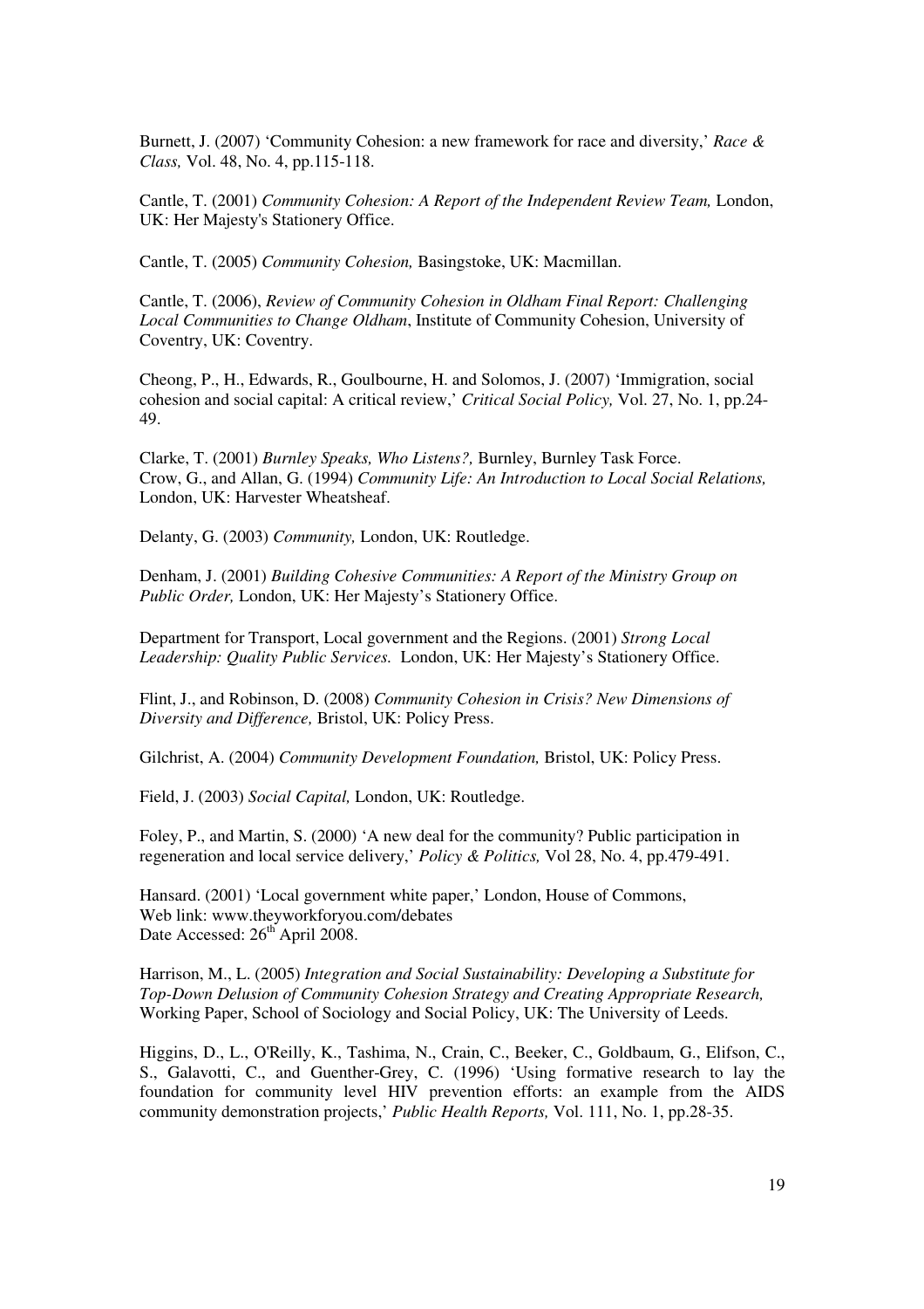Burnett, J. (2007) 'Community Cohesion: a new framework for race and diversity,' *Race & Class,* Vol. 48, No. 4, pp.115-118.

Cantle, T. (2001) *Community Cohesion: A Report of the Independent Review Team,* London, UK: Her Majesty's Stationery Office.

Cantle, T. (2005) *Community Cohesion,* Basingstoke, UK: Macmillan.

Cantle, T. (2006), *Review of Community Cohesion in Oldham Final Report: Challenging Local Communities to Change Oldham*, Institute of Community Cohesion, University of Coventry, UK: Coventry.

Cheong, P., H., Edwards, R., Goulbourne, H. and Solomos, J. (2007) 'Immigration, social cohesion and social capital: A critical review,' *Critical Social Policy,* Vol. 27, No. 1, pp.24-49.

Clarke, T. (2001) *Burnley Speaks, Who Listens?,* Burnley, Burnley Task Force.
Crow, G., and Allan, G. (1994) *Community Life: An Introduction to Local Social Relations,* London, UK: Harvester Wheatsheaf.

Delanty, G. (2003) *Community,* London, UK: Routledge.

Denham, J. (2001) *Building Cohesive Communities: A Report of the Ministry Group on Public Order,* London, UK: Her Majesty's Stationery Office.

Department for Transport, Local government and the Regions. (2001) *Strong Local Leadership: Quality Public Services.* London, UK: Her Majesty's Stationery Office.

Flint, J., and Robinson, D. (2008) *Community Cohesion in Crisis? New Dimensions of Diversity and Difference,* Bristol, UK: Policy Press.

Gilchrist, A. (2004) *Community Development Foundation,* Bristol, UK: Policy Press.

Field, J. (2003) *Social Capital,* London, UK: Routledge.

Foley, P., and Martin, S. (2000) 'A new deal for the community? Public participation in regeneration and local service delivery,' *Policy & Politics,* Vol 28, No. 4, pp.479-491.

Hansard. (2001) 'Local government white paper,' London, House of Commons,
Web link: www.theyworkforyou.com/debates
Date Accessed: 26th April 2008.

Harrison, M., L. (2005) *Integration and Social Sustainability: Developing a Substitute for Top-Down Delusion of Community Cohesion Strategy and Creating Appropriate Research,* Working Paper, School of Sociology and Social Policy, UK: The University of Leeds.

Higgins, D., L., O'Reilly, K., Tashima, N., Crain, C., Beeker, C., Goldbaum, G., Elifson, C., S., Galavotti, C., and Guenther-Grey, C. (1996) 'Using formative research to lay the foundation for community level HIV prevention efforts: an example from the AIDS community demonstration projects,' *Public Health Reports,* Vol. 111, No. 1, pp.28-35.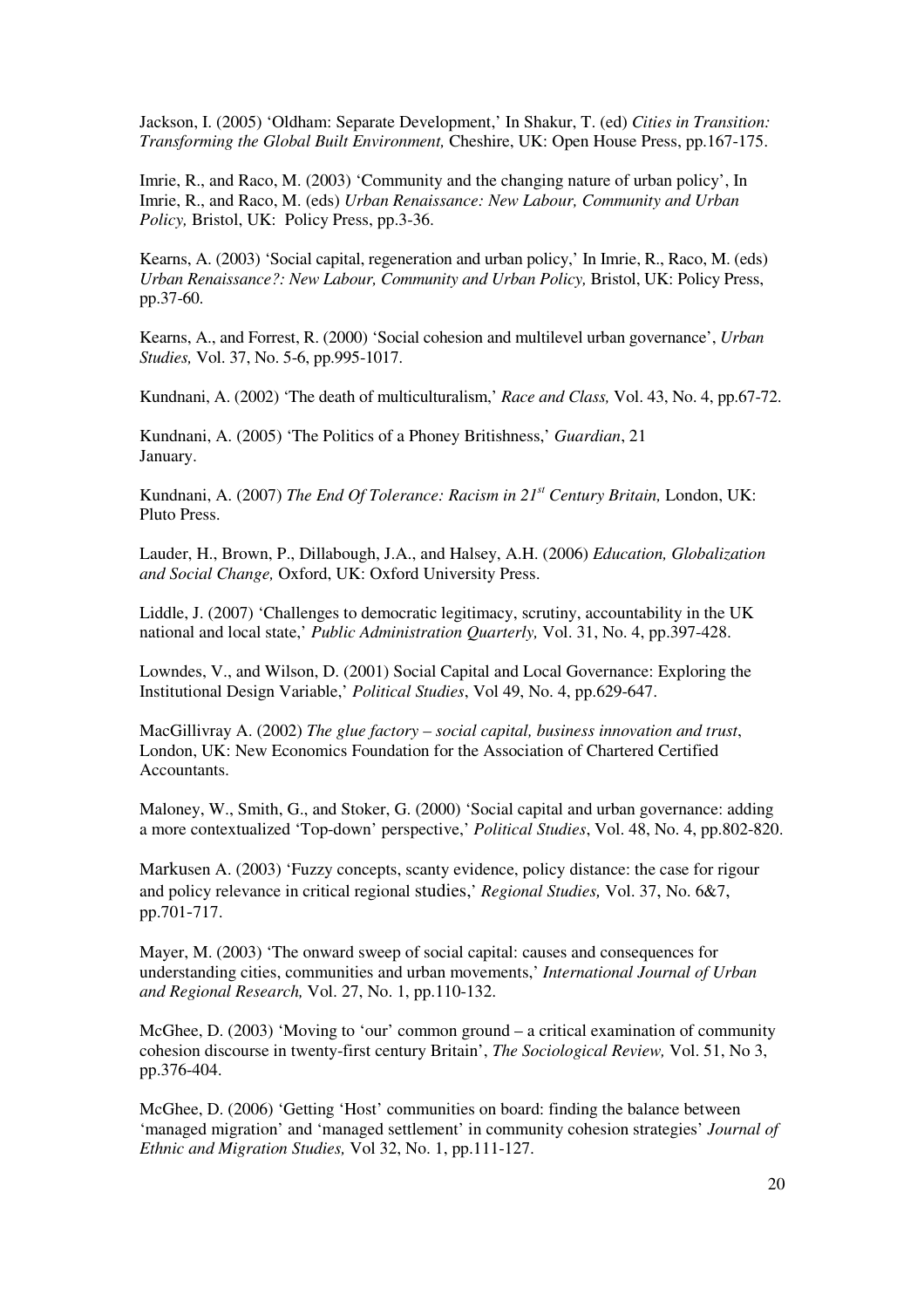Jackson, I. (2005) 'Oldham: Separate Development,' In Shakur, T. (ed) *Cities in Transition: Transforming the Global Built Environment,* Cheshire, UK: Open House Press, pp.167-175.

Imrie, R., and Raco, M. (2003) 'Community and the changing nature of urban policy', In Imrie, R., and Raco, M. (eds) *Urban Renaissance: New Labour, Community and Urban Policy,* Bristol, UK: Policy Press, pp.3-36.

Kearns, A. (2003) 'Social capital, regeneration and urban policy,' In Imrie, R., Raco, M. (eds) *Urban Renaissance?: New Labour, Community and Urban Policy,* Bristol, UK: Policy Press, pp.37-60.

Kearns, A., and Forrest, R. (2000) 'Social cohesion and multilevel urban governance', *Urban Studies,* Vol. 37, No. 5-6, pp.995-1017.

Kundnani, A. (2002) 'The death of multiculturalism,' *Race and Class,* Vol. 43, No. 4, pp.67-72.

Kundnani, A. (2005) 'The Politics of a Phoney Britishness,' *Guardian*, 21 January.

Kundnani, A. (2007) *The End Of Tolerance: Racism in 21st Century Britain,* London, UK: Pluto Press.

Lauder, H., Brown, P., Dillabough, J.A., and Halsey, A.H. (2006) *Education, Globalization and Social Change,* Oxford, UK: Oxford University Press.

Liddle, J. (2007) 'Challenges to democratic legitimacy, scrutiny, accountability in the UK national and local state,' *Public Administration Quarterly,* Vol. 31, No. 4, pp.397-428.

Lowndes, V., and Wilson, D. (2001) Social Capital and Local Governance: Exploring the Institutional Design Variable,' *Political Studies*, Vol 49, No. 4, pp.629-647.

MacGillivray A. (2002) *The glue factory – social capital, business innovation and trust*, London, UK: New Economics Foundation for the Association of Chartered Certified Accountants.

Maloney, W., Smith, G., and Stoker, G. (2000) 'Social capital and urban governance: adding a more contextualized 'Top-down' perspective,' *Political Studies*, Vol. 48, No. 4, pp.802-820.

Markusen A. (2003) 'Fuzzy concepts, scanty evidence, policy distance: the case for rigour and policy relevance in critical regional studies,' *Regional Studies,* Vol. 37, No. 6&7, pp.701-717.

Mayer, M. (2003) 'The onward sweep of social capital: causes and consequences for understanding cities, communities and urban movements,' *International Journal of Urban and Regional Research,* Vol. 27, No. 1, pp.110-132.

McGhee, D. (2003) 'Moving to 'our' common ground – a critical examination of community cohesion discourse in twenty-first century Britain', *The Sociological Review,* Vol. 51, No 3, pp.376-404.

McGhee, D. (2006) 'Getting 'Host' communities on board: finding the balance between 'managed migration' and 'managed settlement' in community cohesion strategies' *Journal of Ethnic and Migration Studies,* Vol 32, No. 1, pp.111-127.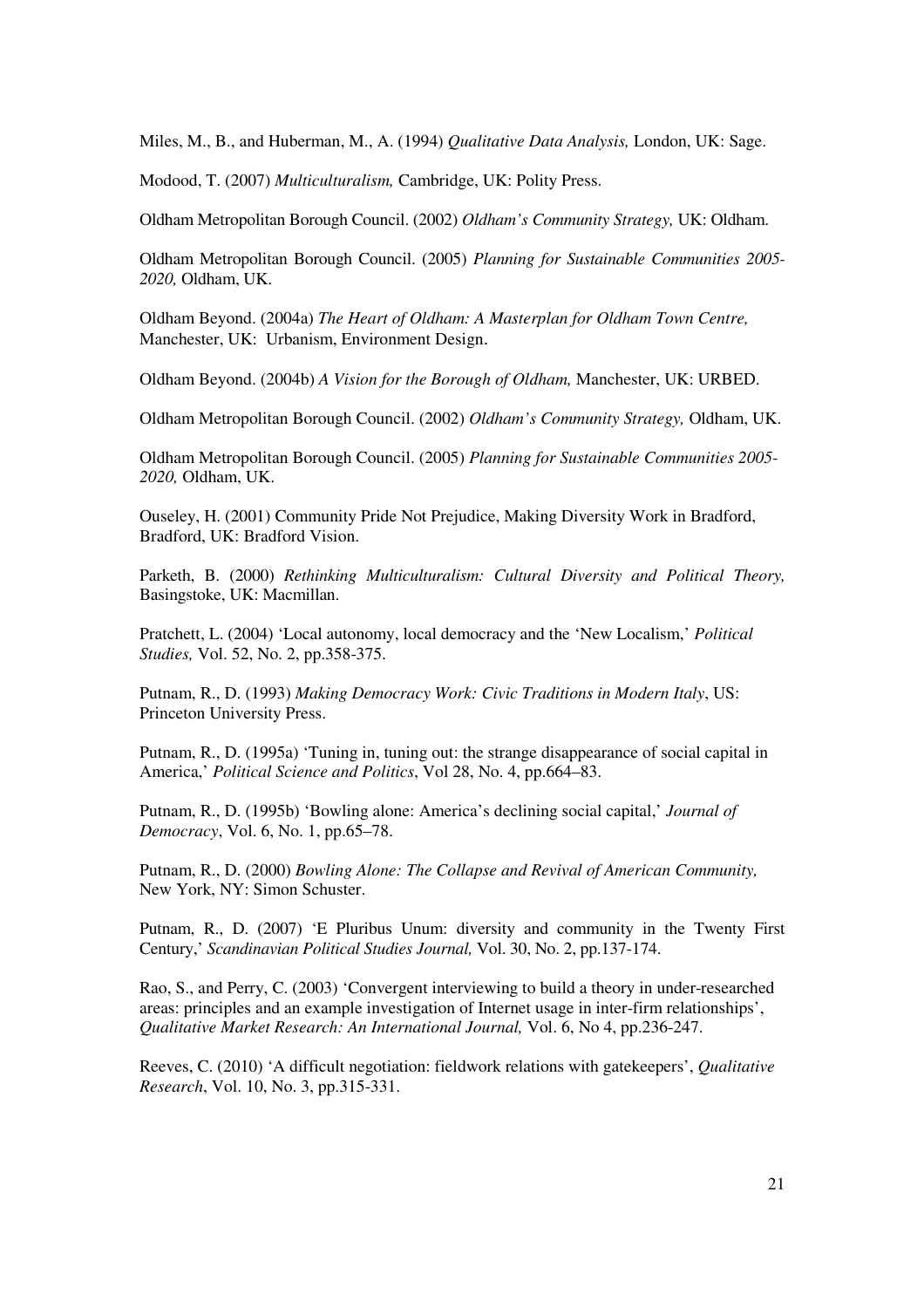Miles, M., B., and Huberman, M., A. (1994) *Qualitative Data Analysis,* London, UK: Sage.

Modood, T. (2007) *Multiculturalism,* Cambridge, UK: Polity Press.

Oldham Metropolitan Borough Council. (2002) *Oldham's Community Strategy,* UK: Oldham.

Oldham Metropolitan Borough Council. (2005) *Planning for Sustainable Communities 2005-2020,* Oldham, UK.

Oldham Beyond. (2004a) *The Heart of Oldham: A Masterplan for Oldham Town Centre,* Manchester, UK: Urbanism, Environment Design.

Oldham Beyond. (2004b) *A Vision for the Borough of Oldham,* Manchester, UK: URBED.

Oldham Metropolitan Borough Council. (2002) *Oldham's Community Strategy,* Oldham, UK.

Oldham Metropolitan Borough Council. (2005) *Planning for Sustainable Communities 2005-2020,* Oldham, UK.

Ouseley, H. (2001) Community Pride Not Prejudice, Making Diversity Work in Bradford, Bradford, UK: Bradford Vision.

Parketh, B. (2000) *Rethinking Multiculturalism: Cultural Diversity and Political Theory,* Basingstoke, UK: Macmillan.

Pratchett, L. (2004) 'Local autonomy, local democracy and the 'New Localism,' *Political Studies,* Vol. 52, No. 2, pp.358-375.

Putnam, R., D. (1993) *Making Democracy Work: Civic Traditions in Modern Italy*, US: Princeton University Press.

Putnam, R., D. (1995a) 'Tuning in, tuning out: the strange disappearance of social capital in America,' *Political Science and Politics*, Vol 28, No. 4, pp.664–83.

Putnam, R., D. (1995b) 'Bowling alone: America's declining social capital,' *Journal of Democracy*, Vol. 6, No. 1, pp.65–78.

Putnam, R., D. (2000) *Bowling Alone: The Collapse and Revival of American Community,* New York, NY: Simon Schuster.

Putnam, R., D. (2007) 'E Pluribus Unum: diversity and community in the Twenty First Century,' *Scandinavian Political Studies Journal,* Vol. 30, No. 2, pp.137-174.

Rao, S., and Perry, C. (2003) 'Convergent interviewing to build a theory in under-researched areas: principles and an example investigation of Internet usage in inter-firm relationships', *Qualitative Market Research: An International Journal,* Vol. 6, No 4, pp.236-247.

Reeves, C. (2010) 'A difficult negotiation: fieldwork relations with gatekeepers', *Qualitative Research*, Vol. 10, No. 3, pp.315-331.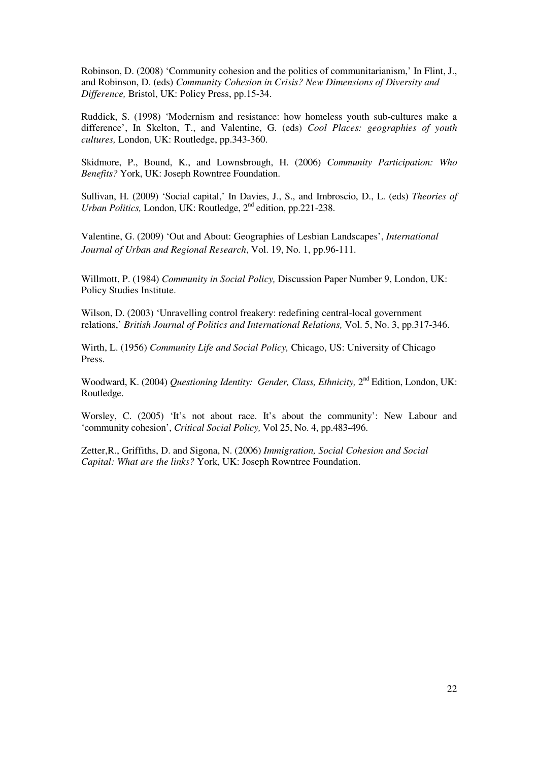Robinson, D. (2008) 'Community cohesion and the politics of communitarianism,' In Flint, J., and Robinson, D. (eds) *Community Cohesion in Crisis? New Dimensions of Diversity and Difference,* Bristol, UK: Policy Press, pp.15-34.

Ruddick, S. (1998) 'Modernism and resistance: how homeless youth sub-cultures make a difference', In Skelton, T., and Valentine, G. (eds) *Cool Places: geographies of youth cultures,* London, UK: Routledge, pp.343-360.

Skidmore, P., Bound, K., and Lownsbrough, H. (2006) *Community Participation: Who Benefits?* York, UK: Joseph Rowntree Foundation.

Sullivan, H. (2009) 'Social capital,' In Davies, J., S., and Imbroscio, D., L. (eds) *Theories of Urban Politics,* London, UK: Routledge, 2nd edition, pp.221-238.

Valentine, G. (2009) 'Out and About: Geographies of Lesbian Landscapes', *International Journal of Urban and Regional Research*, Vol. 19, No. 1, pp.96-111.

Willmott, P. (1984) *Community in Social Policy,* Discussion Paper Number 9, London, UK: Policy Studies Institute.

Wilson, D. (2003) 'Unravelling control freakery: redefining central-local government relations,' *British Journal of Politics and International Relations,* Vol. 5, No. 3, pp.317-346.

Wirth, L. (1956) *Community Life and Social Policy,* Chicago, US: University of Chicago Press.

Woodward, K. (2004) *Questioning Identity: Gender, Class, Ethnicity,* 2nd Edition, London, UK: Routledge.

Worsley, C. (2005) 'It's not about race. It's about the community': New Labour and 'community cohesion', *Critical Social Policy,* Vol 25, No. 4, pp.483-496.

Zetter,R., Griffiths, D. and Sigona, N. (2006) *Immigration, Social Cohesion and Social Capital: What are the links?* York, UK: Joseph Rowntree Foundation.